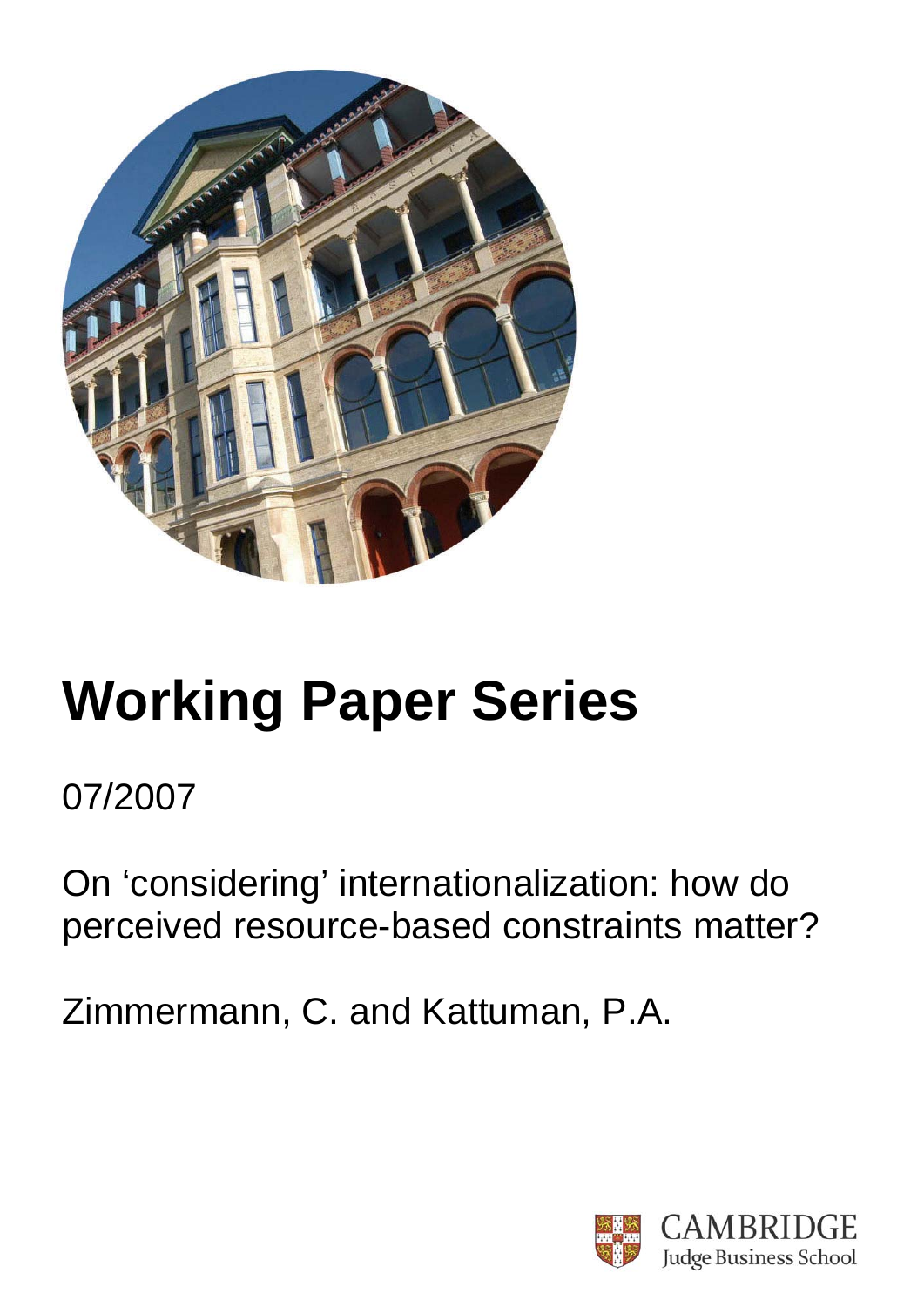# Working Paper Series

07/2007

On 'considering' internationalization: how do perceived resource-based constraints matter?

Zimmermann, C. and Kattuman, P.A.

CAMBRIDGE
Judge Business School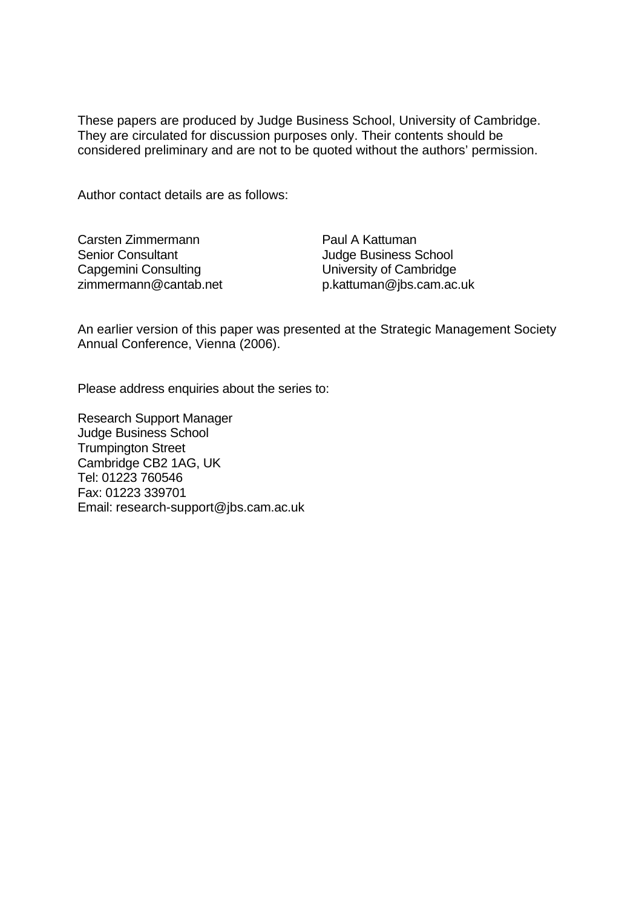These papers are produced by Judge Business School, University of Cambridge. They are circulated for discussion purposes only. Their contents should be considered preliminary and are not to be quoted without the authors' permission.

Author contact details are as follows:

Carsten Zimmermann
Senior Consultant
Capgemini Consulting
zimmermann@cantab.net

Paul A Kattuman
Judge Business School
University of Cambridge
p.kattuman@jbs.cam.ac.uk

An earlier version of this paper was presented at the Strategic Management Society Annual Conference, Vienna (2006).

Please address enquiries about the series to:

Research Support Manager
Judge Business School
Trumpington Street
Cambridge CB2 1AG, UK
Tel: 01223 760546
Fax: 01223 339701
Email: research-support@jbs.cam.ac.uk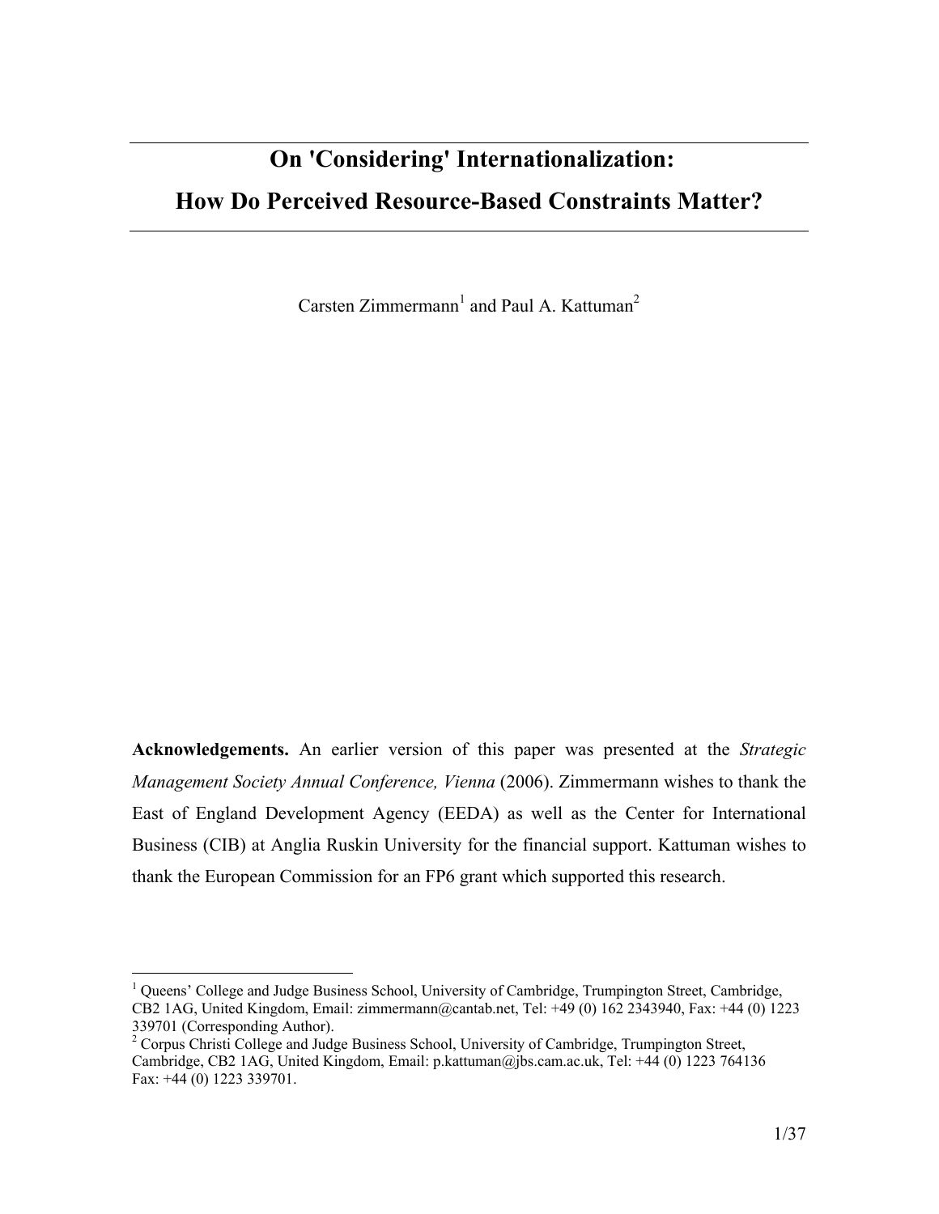# On 'Considering' Internationalization: How Do Perceived Resource-Based Constraints Matter?

Carsten Zimmermann[1] and Paul A. Kattuman[2]

**Acknowledgements.** An earlier version of this paper was presented at the *Strategic Management Society Annual Conference, Vienna* (2006). Zimmermann wishes to thank the East of England Development Agency (EEDA) as well as the Center for International Business (CIB) at Anglia Ruskin University for the financial support. Kattuman wishes to thank the European Commission for an FP6 grant which supported this research.

---

[1] Queens' College and Judge Business School, University of Cambridge, Trumpington Street, Cambridge, CB2 1AG, United Kingdom, Email: zimmermann@cantab.net, Tel: +49 (0) 162 2343940, Fax: +44 (0) 1223 339701 (Corresponding Author).

[2] Corpus Christi College and Judge Business School, University of Cambridge, Trumpington Street, Cambridge, CB2 1AG, United Kingdom, Email: p.kattuman@jbs.cam.ac.uk, Tel: +44 (0) 1223 764136 Fax: +44 (0) 1223 339701.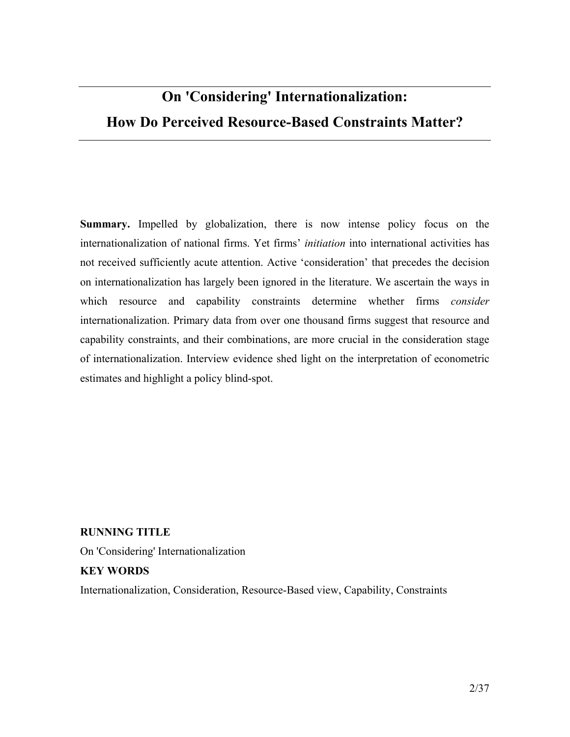# On 'Considering' Internationalization: How Do Perceived Resource-Based Constraints Matter?

**Summary.** Impelled by globalization, there is now intense policy focus on the internationalization of national firms. Yet firms' *initiation* into international activities has not received sufficiently acute attention. Active 'consideration' that precedes the decision on internationalization has largely been ignored in the literature. We ascertain the ways in which resource and capability constraints determine whether firms *consider* internationalization. Primary data from over one thousand firms suggest that resource and capability constraints, and their combinations, are more crucial in the consideration stage of internationalization. Interview evidence shed light on the interpretation of econometric estimates and highlight a policy blind-spot.

**RUNNING TITLE**

On 'Considering' Internationalization

**KEY WORDS**

Internationalization, Consideration, Resource-Based view, Capability, Constraints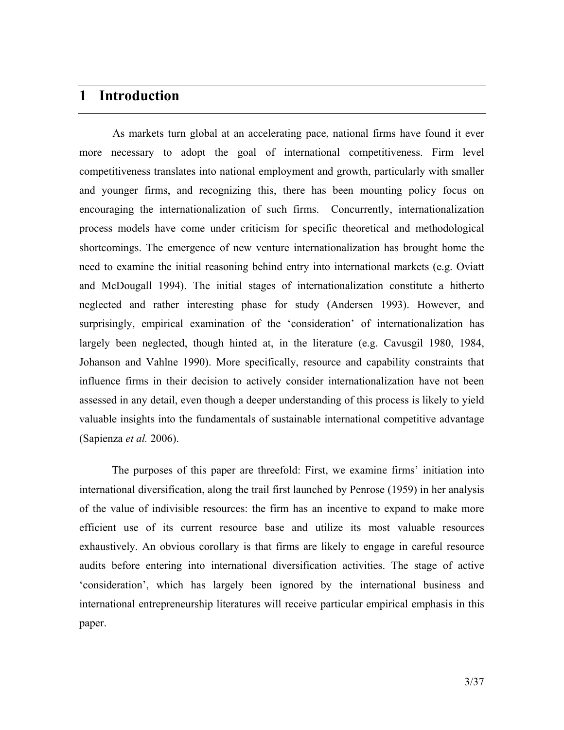# 1 Introduction

As markets turn global at an accelerating pace, national firms have found it ever more necessary to adopt the goal of international competitiveness. Firm level competitiveness translates into national employment and growth, particularly with smaller and younger firms, and recognizing this, there has been mounting policy focus on encouraging the internationalization of such firms. Concurrently, internationalization process models have come under criticism for specific theoretical and methodological shortcomings. The emergence of new venture internationalization has brought home the need to examine the initial reasoning behind entry into international markets (e.g. Oviatt and McDougall 1994). The initial stages of internationalization constitute a hitherto neglected and rather interesting phase for study (Andersen 1993). However, and surprisingly, empirical examination of the 'consideration' of internationalization has largely been neglected, though hinted at, in the literature (e.g. Cavusgil 1980, 1984, Johanson and Vahlne 1990). More specifically, resource and capability constraints that influence firms in their decision to actively consider internationalization have not been assessed in any detail, even though a deeper understanding of this process is likely to yield valuable insights into the fundamentals of sustainable international competitive advantage (Sapienza *et al.* 2006).

The purposes of this paper are threefold: First, we examine firms' initiation into international diversification, along the trail first launched by Penrose (1959) in her analysis of the value of indivisible resources: the firm has an incentive to expand to make more efficient use of its current resource base and utilize its most valuable resources exhaustively. An obvious corollary is that firms are likely to engage in careful resource audits before entering into international diversification activities. The stage of active 'consideration', which has largely been ignored by the international business and international entrepreneurship literatures will receive particular empirical emphasis in this paper.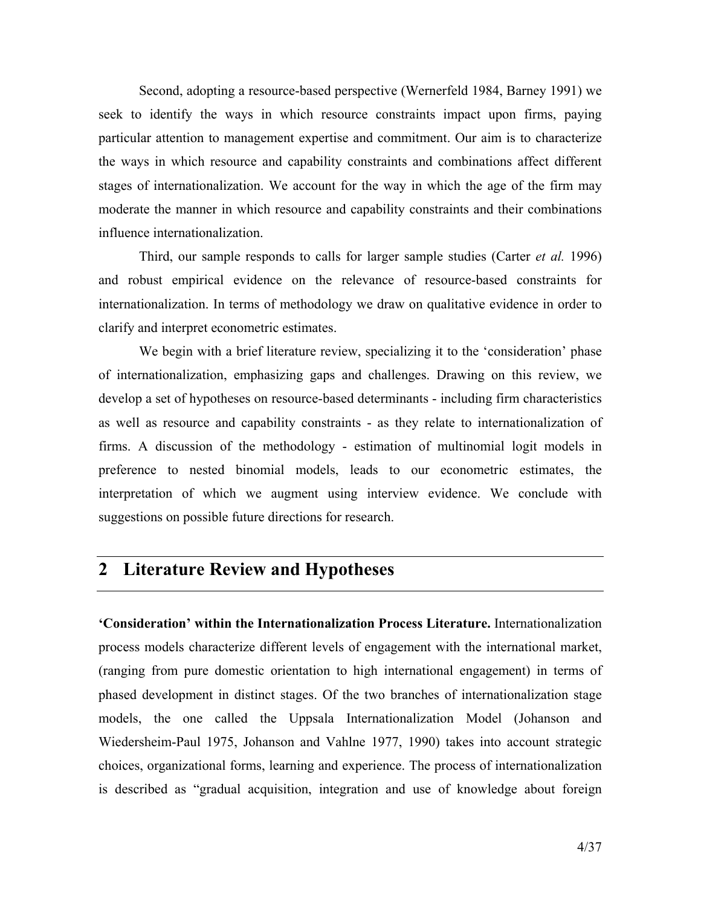Second, adopting a resource-based perspective (Wernerfeld 1984, Barney 1991) we seek to identify the ways in which resource constraints impact upon firms, paying particular attention to management expertise and commitment. Our aim is to characterize the ways in which resource and capability constraints and combinations affect different stages of internationalization. We account for the way in which the age of the firm may moderate the manner in which resource and capability constraints and their combinations influence internationalization.

Third, our sample responds to calls for larger sample studies (Carter *et al.* 1996) and robust empirical evidence on the relevance of resource-based constraints for internationalization. In terms of methodology we draw on qualitative evidence in order to clarify and interpret econometric estimates.

We begin with a brief literature review, specializing it to the 'consideration' phase of internationalization, emphasizing gaps and challenges. Drawing on this review, we develop a set of hypotheses on resource-based determinants - including firm characteristics as well as resource and capability constraints - as they relate to internationalization of firms. A discussion of the methodology - estimation of multinomial logit models in preference to nested binomial models, leads to our econometric estimates, the interpretation of which we augment using interview evidence. We conclude with suggestions on possible future directions for research.

## 2 Literature Review and Hypotheses

**'Consideration' within the Internationalization Process Literature.** Internationalization process models characterize different levels of engagement with the international market, (ranging from pure domestic orientation to high international engagement) in terms of phased development in distinct stages. Of the two branches of internationalization stage models, the one called the Uppsala Internationalization Model (Johanson and Wiedersheim-Paul 1975, Johanson and Vahlne 1977, 1990) takes into account strategic choices, organizational forms, learning and experience. The process of internationalization is described as "gradual acquisition, integration and use of knowledge about foreign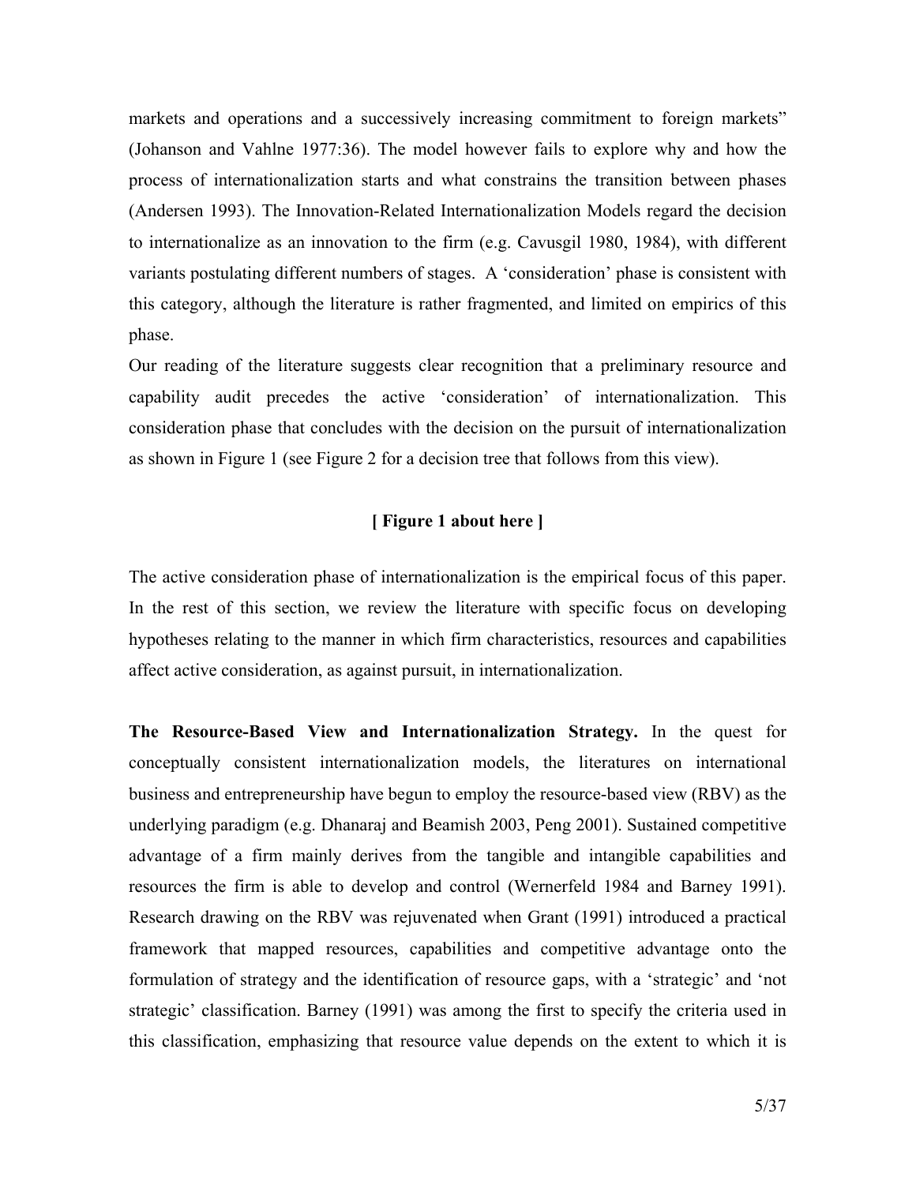markets and operations and a successively increasing commitment to foreign markets" (Johanson and Vahlne 1977:36). The model however fails to explore why and how the process of internationalization starts and what constrains the transition between phases (Andersen 1993). The Innovation-Related Internationalization Models regard the decision to internationalize as an innovation to the firm (e.g. Cavusgil 1980, 1984), with different variants postulating different numbers of stages. A 'consideration' phase is consistent with this category, although the literature is rather fragmented, and limited on empirics of this phase.

Our reading of the literature suggests clear recognition that a preliminary resource and capability audit precedes the active 'consideration' of internationalization. This consideration phase that concludes with the decision on the pursuit of internationalization as shown in Figure 1 (see Figure 2 for a decision tree that follows from this view).

**[ Figure 1 about here ]**

The active consideration phase of internationalization is the empirical focus of this paper. In the rest of this section, we review the literature with specific focus on developing hypotheses relating to the manner in which firm characteristics, resources and capabilities affect active consideration, as against pursuit, in internationalization.

**The Resource-Based View and Internationalization Strategy.** In the quest for conceptually consistent internationalization models, the literatures on international business and entrepreneurship have begun to employ the resource-based view (RBV) as the underlying paradigm (e.g. Dhanaraj and Beamish 2003, Peng 2001). Sustained competitive advantage of a firm mainly derives from the tangible and intangible capabilities and resources the firm is able to develop and control (Wernerfeld 1984 and Barney 1991). Research drawing on the RBV was rejuvenated when Grant (1991) introduced a practical framework that mapped resources, capabilities and competitive advantage onto the formulation of strategy and the identification of resource gaps, with a 'strategic' and 'not strategic' classification. Barney (1991) was among the first to specify the criteria used in this classification, emphasizing that resource value depends on the extent to which it is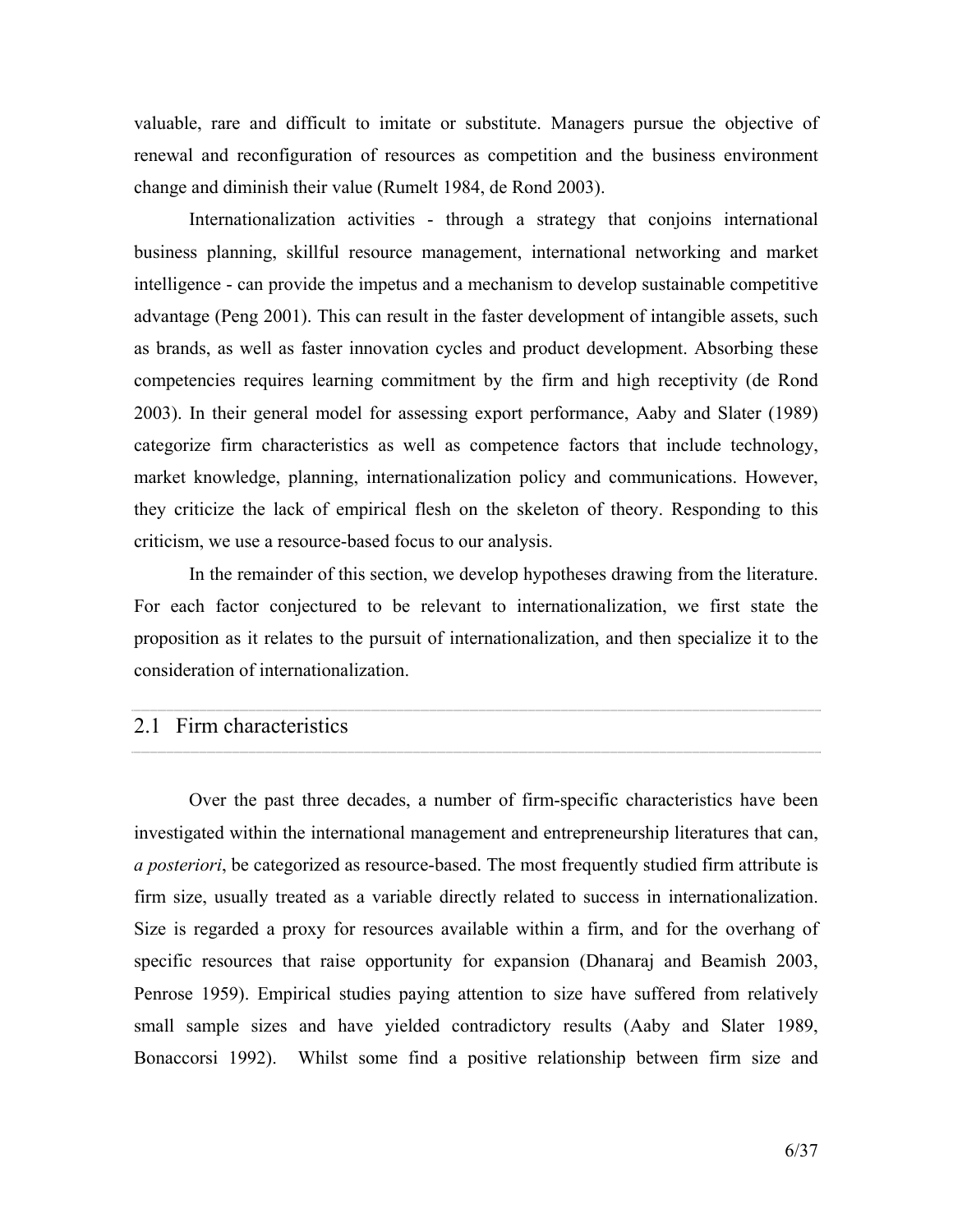valuable, rare and difficult to imitate or substitute. Managers pursue the objective of renewal and reconfiguration of resources as competition and the business environment change and diminish their value (Rumelt 1984, de Rond 2003).

Internationalization activities - through a strategy that conjoins international business planning, skillful resource management, international networking and market intelligence - can provide the impetus and a mechanism to develop sustainable competitive advantage (Peng 2001). This can result in the faster development of intangible assets, such as brands, as well as faster innovation cycles and product development. Absorbing these competencies requires learning commitment by the firm and high receptivity (de Rond 2003). In their general model for assessing export performance, Aaby and Slater (1989) categorize firm characteristics as well as competence factors that include technology, market knowledge, planning, internationalization policy and communications. However, they criticize the lack of empirical flesh on the skeleton of theory. Responding to this criticism, we use a resource-based focus to our analysis.

In the remainder of this section, we develop hypotheses drawing from the literature. For each factor conjectured to be relevant to internationalization, we first state the proposition as it relates to the pursuit of internationalization, and then specialize it to the consideration of internationalization.

## 2.1 Firm characteristics

Over the past three decades, a number of firm-specific characteristics have been investigated within the international management and entrepreneurship literatures that can, *a posteriori*, be categorized as resource-based. The most frequently studied firm attribute is firm size, usually treated as a variable directly related to success in internationalization. Size is regarded a proxy for resources available within a firm, and for the overhang of specific resources that raise opportunity for expansion (Dhanaraj and Beamish 2003, Penrose 1959). Empirical studies paying attention to size have suffered from relatively small sample sizes and have yielded contradictory results (Aaby and Slater 1989, Bonaccorsi 1992). Whilst some find a positive relationship between firm size and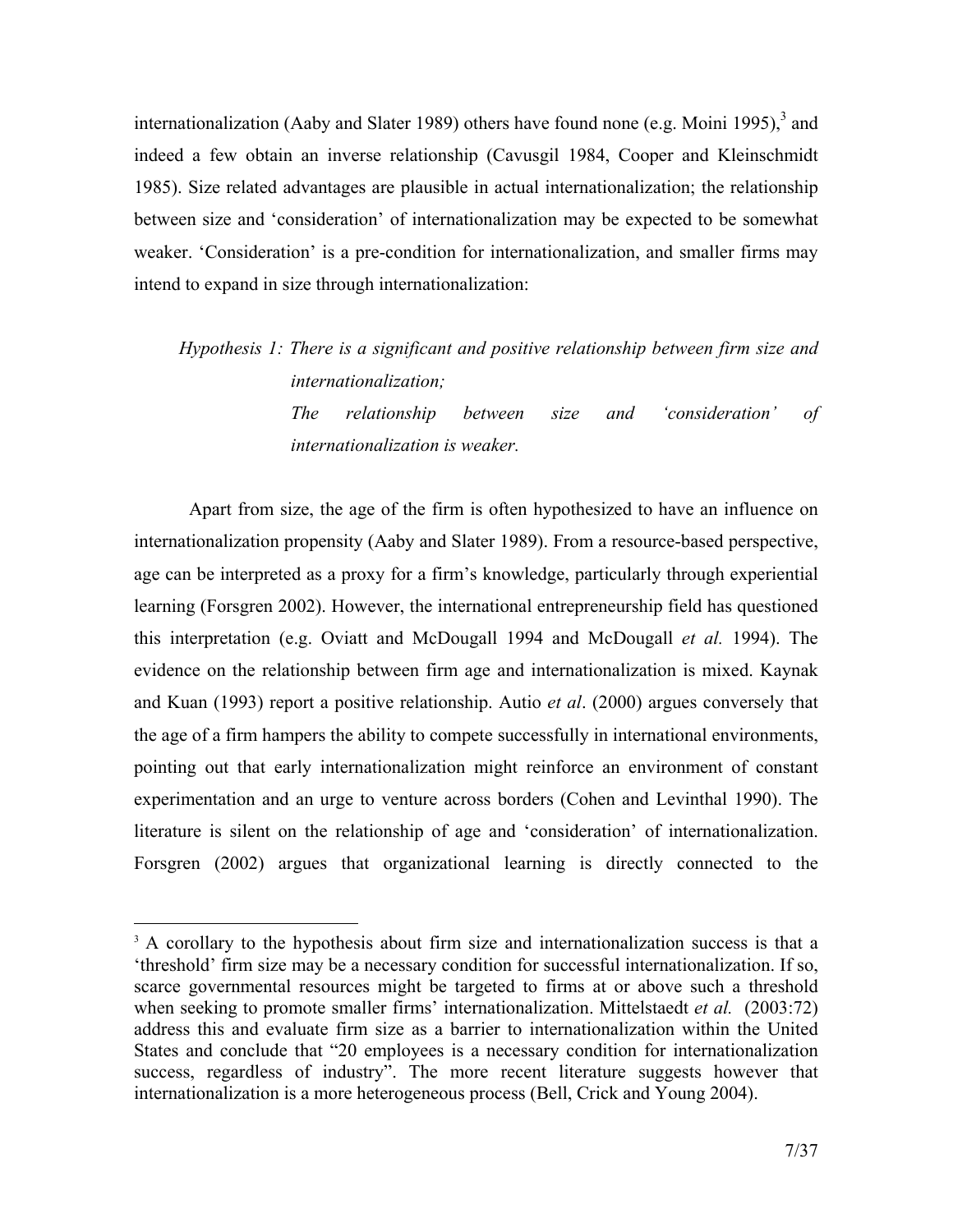internationalization (Aaby and Slater 1989) others have found none (e.g. Moini 1995),[3] and indeed a few obtain an inverse relationship (Cavusgil 1984, Cooper and Kleinschmidt 1985). Size related advantages are plausible in actual internationalization; the relationship between size and 'consideration' of internationalization may be expected to be somewhat weaker. 'Consideration' is a pre-condition for internationalization, and smaller firms may intend to expand in size through internationalization:

> *Hypothesis 1: There is a significant and positive relationship between firm size and internationalization;*
> *The relationship between size and 'consideration' of internationalization is weaker.*

Apart from size, the age of the firm is often hypothesized to have an influence on internationalization propensity (Aaby and Slater 1989). From a resource-based perspective, age can be interpreted as a proxy for a firm's knowledge, particularly through experiential learning (Forsgren 2002). However, the international entrepreneurship field has questioned this interpretation (e.g. Oviatt and McDougall 1994 and McDougall *et al.* 1994). The evidence on the relationship between firm age and internationalization is mixed. Kaynak and Kuan (1993) report a positive relationship. Autio *et al*. (2000) argues conversely that the age of a firm hampers the ability to compete successfully in international environments, pointing out that early internationalization might reinforce an environment of constant experimentation and an urge to venture across borders (Cohen and Levinthal 1990). The literature is silent on the relationship of age and 'consideration' of internationalization. Forsgren (2002) argues that organizational learning is directly connected to the

[3] A corollary to the hypothesis about firm size and internationalization success is that a 'threshold' firm size may be a necessary condition for successful internationalization. If so, scarce governmental resources might be targeted to firms at or above such a threshold when seeking to promote smaller firms' internationalization. Mittelstaedt *et al.* (2003:72) address this and evaluate firm size as a barrier to internationalization within the United States and conclude that "20 employees is a necessary condition for internationalization success, regardless of industry". The more recent literature suggests however that internationalization is a more heterogeneous process (Bell, Crick and Young 2004).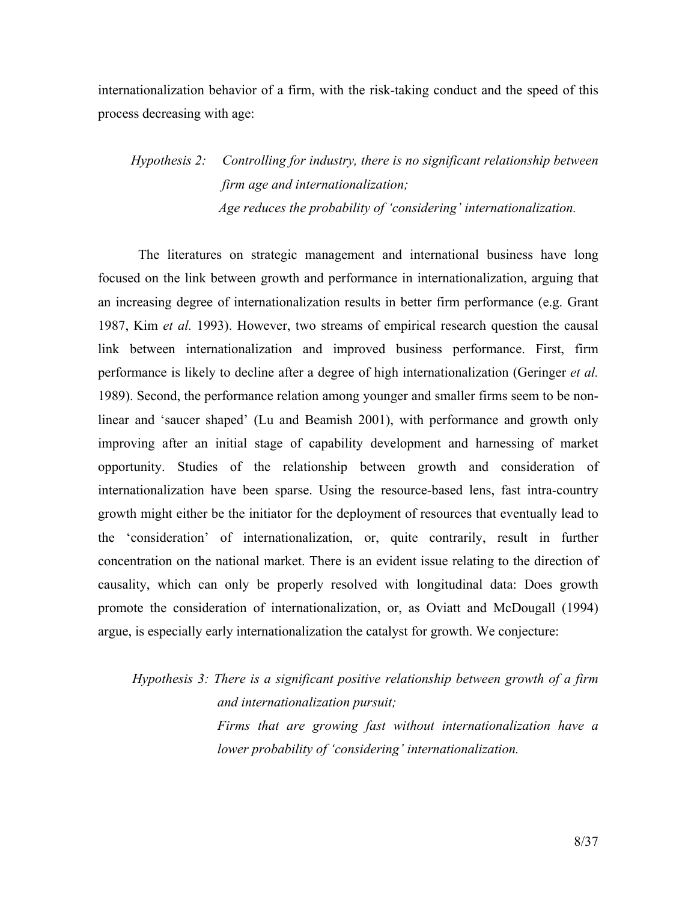internationalization behavior of a firm, with the risk-taking conduct and the speed of this process decreasing with age:

> *Hypothesis 2: Controlling for industry, there is no significant relationship between firm age and internationalization;*
> *Age reduces the probability of 'considering' internationalization.*

The literatures on strategic management and international business have long focused on the link between growth and performance in internationalization, arguing that an increasing degree of internationalization results in better firm performance (e.g. Grant 1987, Kim *et al.* 1993). However, two streams of empirical research question the causal link between internationalization and improved business performance. First, firm performance is likely to decline after a degree of high internationalization (Geringer *et al.* 1989). Second, the performance relation among younger and smaller firms seem to be non-linear and 'saucer shaped' (Lu and Beamish 2001), with performance and growth only improving after an initial stage of capability development and harnessing of market opportunity. Studies of the relationship between growth and consideration of internationalization have been sparse. Using the resource-based lens, fast intra-country growth might either be the initiator for the deployment of resources that eventually lead to the 'consideration' of internationalization, or, quite contrarily, result in further concentration on the national market. There is an evident issue relating to the direction of causality, which can only be properly resolved with longitudinal data: Does growth promote the consideration of internationalization, or, as Oviatt and McDougall (1994) argue, is especially early internationalization the catalyst for growth. We conjecture:

> *Hypothesis 3: There is a significant positive relationship between growth of a firm and internationalization pursuit;*
> *Firms that are growing fast without internationalization have a lower probability of 'considering' internationalization.*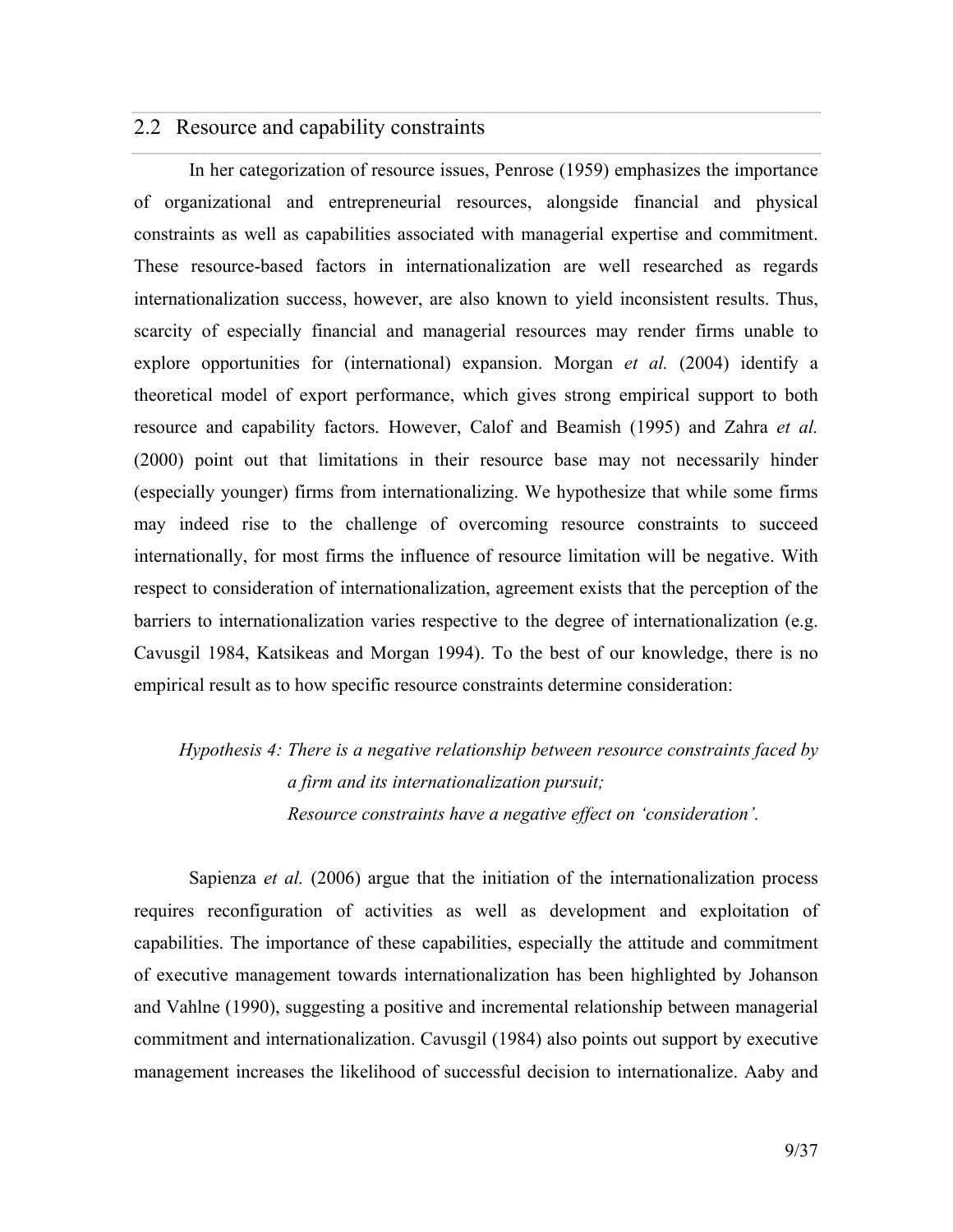## 2.2 Resource and capability constraints

In her categorization of resource issues, Penrose (1959) emphasizes the importance of organizational and entrepreneurial resources, alongside financial and physical constraints as well as capabilities associated with managerial expertise and commitment. These resource-based factors in internationalization are well researched as regards internationalization success, however, are also known to yield inconsistent results. Thus, scarcity of especially financial and managerial resources may render firms unable to explore opportunities for (international) expansion. Morgan *et al.* (2004) identify a theoretical model of export performance, which gives strong empirical support to both resource and capability factors. However, Calof and Beamish (1995) and Zahra *et al.* (2000) point out that limitations in their resource base may not necessarily hinder (especially younger) firms from internationalizing. We hypothesize that while some firms may indeed rise to the challenge of overcoming resource constraints to succeed internationally, for most firms the influence of resource limitation will be negative. With respect to consideration of internationalization, agreement exists that the perception of the barriers to internationalization varies respective to the degree of internationalization (e.g. Cavusgil 1984, Katsikeas and Morgan 1994). To the best of our knowledge, there is no empirical result as to how specific resource constraints determine consideration:

*Hypothesis 4: There is a negative relationship between resource constraints faced by a firm and its internationalization pursuit;*
*Resource constraints have a negative effect on 'consideration'.*

Sapienza *et al.* (2006) argue that the initiation of the internationalization process requires reconfiguration of activities as well as development and exploitation of capabilities. The importance of these capabilities, especially the attitude and commitment of executive management towards internationalization has been highlighted by Johanson and Vahlne (1990), suggesting a positive and incremental relationship between managerial commitment and internationalization. Cavusgil (1984) also points out support by executive management increases the likelihood of successful decision to internationalize. Aaby and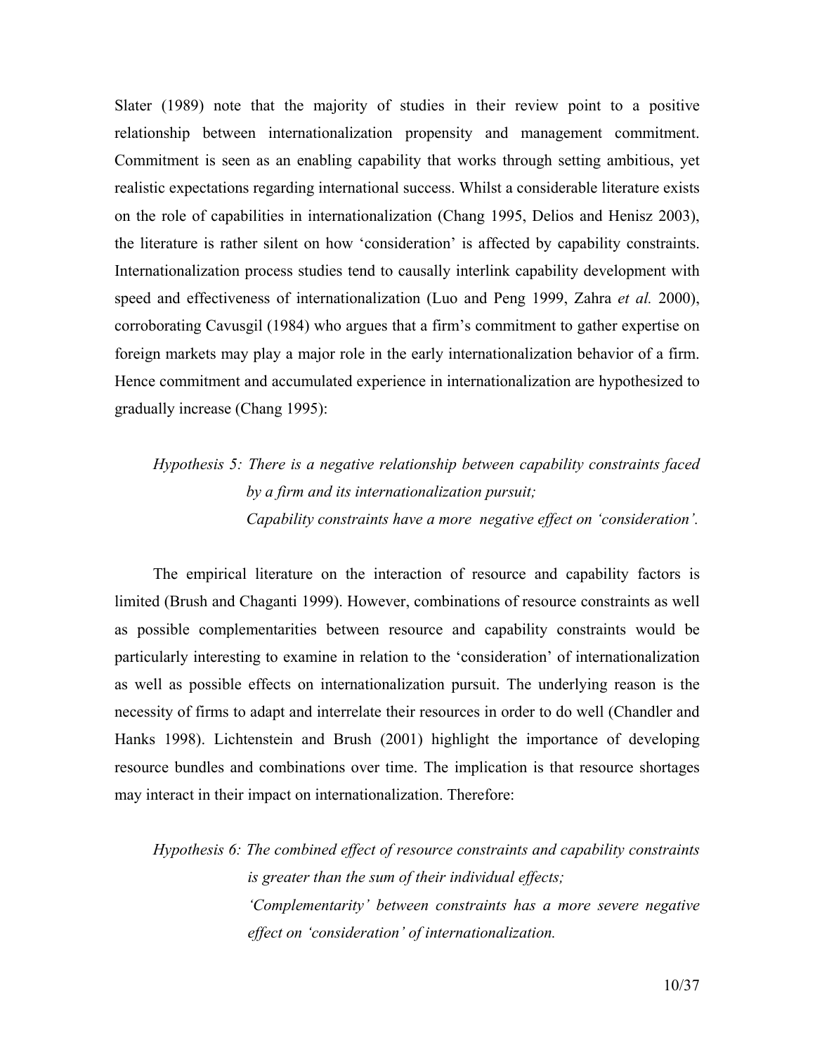Slater (1989) note that the majority of studies in their review point to a positive relationship between internationalization propensity and management commitment. Commitment is seen as an enabling capability that works through setting ambitious, yet realistic expectations regarding international success. Whilst a considerable literature exists on the role of capabilities in internationalization (Chang 1995, Delios and Henisz 2003), the literature is rather silent on how 'consideration' is affected by capability constraints. Internationalization process studies tend to causally interlink capability development with speed and effectiveness of internationalization (Luo and Peng 1999, Zahra *et al.* 2000), corroborating Cavusgil (1984) who argues that a firm's commitment to gather expertise on foreign markets may play a major role in the early internationalization behavior of a firm. Hence commitment and accumulated experience in internationalization are hypothesized to gradually increase (Chang 1995):

> *Hypothesis 5: There is a negative relationship between capability constraints faced by a firm and its internationalization pursuit;*
> *Capability constraints have a more negative effect on 'consideration'.*

The empirical literature on the interaction of resource and capability factors is limited (Brush and Chaganti 1999). However, combinations of resource constraints as well as possible complementarities between resource and capability constraints would be particularly interesting to examine in relation to the 'consideration' of internationalization as well as possible effects on internationalization pursuit. The underlying reason is the necessity of firms to adapt and interrelate their resources in order to do well (Chandler and Hanks 1998). Lichtenstein and Brush (2001) highlight the importance of developing resource bundles and combinations over time. The implication is that resource shortages may interact in their impact on internationalization. Therefore:

> *Hypothesis 6: The combined effect of resource constraints and capability constraints is greater than the sum of their individual effects;*
> *'Complementarity' between constraints has a more severe negative effect on 'consideration' of internationalization.*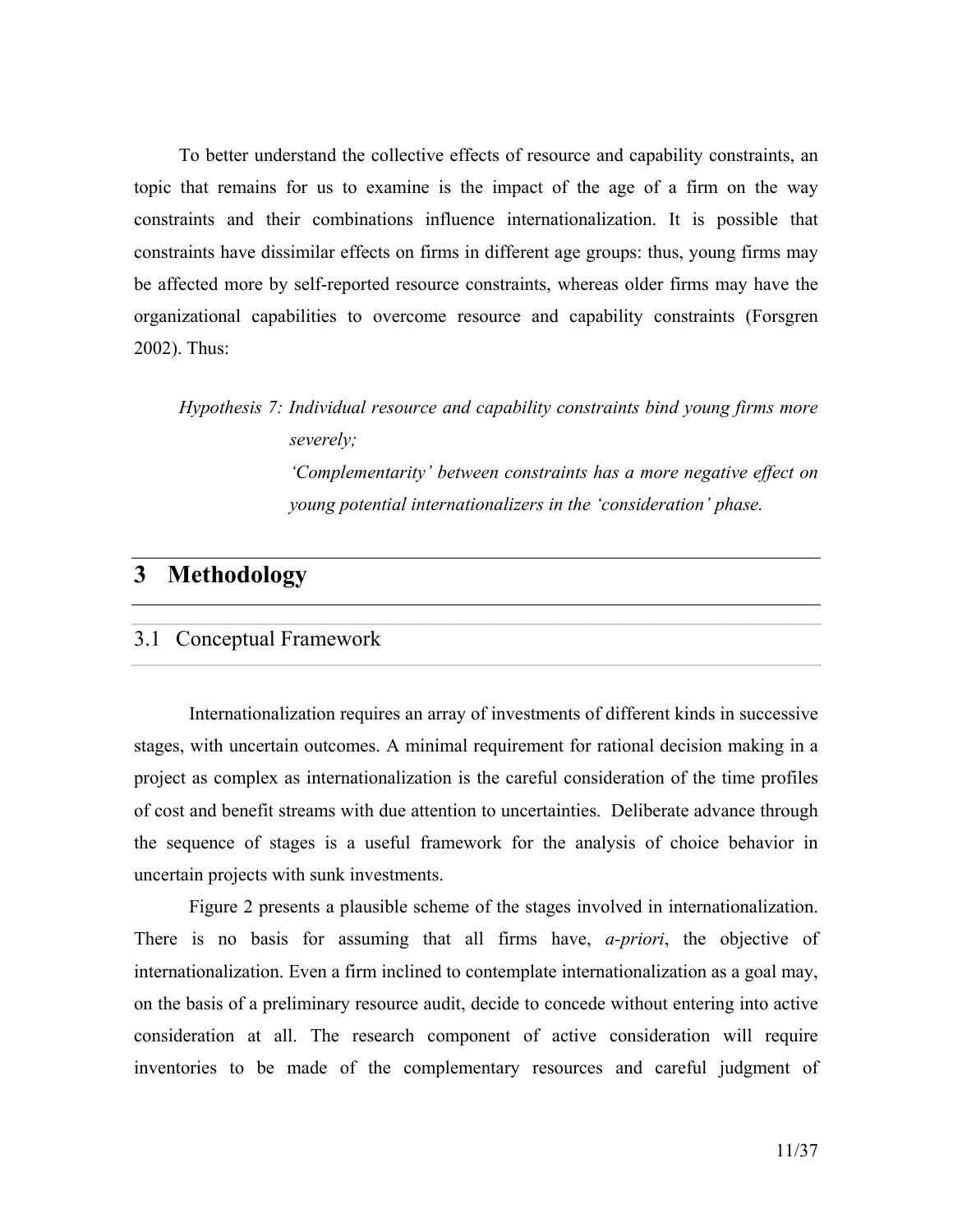To better understand the collective effects of resource and capability constraints, an topic that remains for us to examine is the impact of the age of a firm on the way constraints and their combinations influence internationalization. It is possible that constraints have dissimilar effects on firms in different age groups: thus, young firms may be affected more by self-reported resource constraints, whereas older firms may have the organizational capabilities to overcome resource and capability constraints (Forsgren 2002). Thus:

*Hypothesis 7: Individual resource and capability constraints bind young firms more severely;*

*'Complementarity' between constraints has a more negative effect on young potential internationalizers in the 'consideration' phase.*

# 3 Methodology

## 3.1 Conceptual Framework

Internationalization requires an array of investments of different kinds in successive stages, with uncertain outcomes. A minimal requirement for rational decision making in a project as complex as internationalization is the careful consideration of the time profiles of cost and benefit streams with due attention to uncertainties. Deliberate advance through the sequence of stages is a useful framework for the analysis of choice behavior in uncertain projects with sunk investments.

Figure 2 presents a plausible scheme of the stages involved in internationalization. There is no basis for assuming that all firms have, *a-priori*, the objective of internationalization. Even a firm inclined to contemplate internationalization as a goal may, on the basis of a preliminary resource audit, decide to concede without entering into active consideration at all. The research component of active consideration will require inventories to be made of the complementary resources and careful judgment of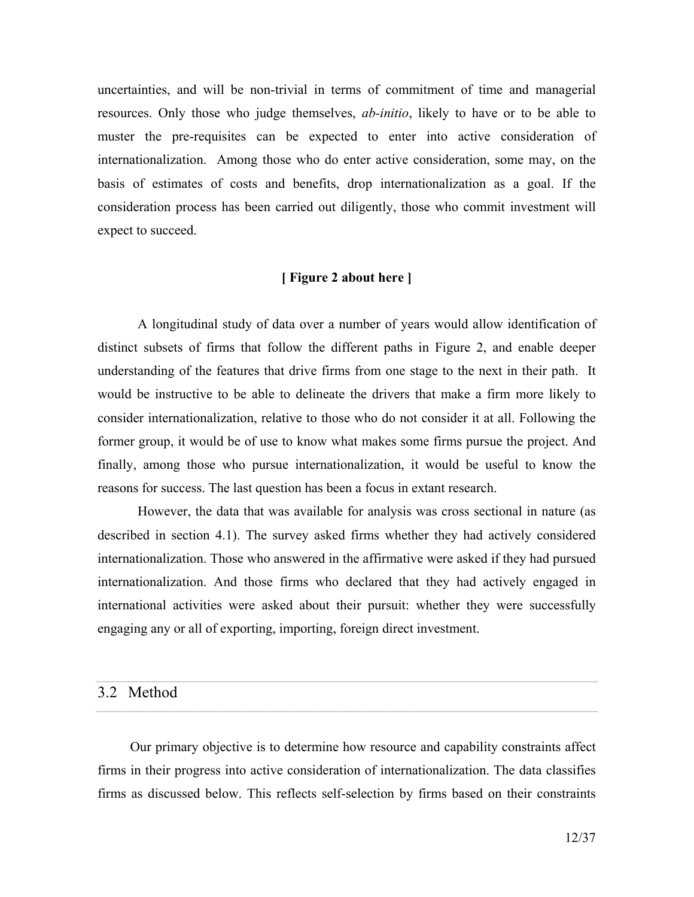uncertainties, and will be non-trivial in terms of commitment of time and managerial resources. Only those who judge themselves, *ab-initio*, likely to have or to be able to muster the pre-requisites can be expected to enter into active consideration of internationalization. Among those who do enter active consideration, some may, on the basis of estimates of costs and benefits, drop internationalization as a goal. If the consideration process has been carried out diligently, those who commit investment will expect to succeed.

**[ Figure 2 about here ]**

A longitudinal study of data over a number of years would allow identification of distinct subsets of firms that follow the different paths in Figure 2, and enable deeper understanding of the features that drive firms from one stage to the next in their path. It would be instructive to be able to delineate the drivers that make a firm more likely to consider internationalization, relative to those who do not consider it at all. Following the former group, it would be of use to know what makes some firms pursue the project. And finally, among those who pursue internationalization, it would be useful to know the reasons for success. The last question has been a focus in extant research.

However, the data that was available for analysis was cross sectional in nature (as described in section 4.1). The survey asked firms whether they had actively considered internationalization. Those who answered in the affirmative were asked if they had pursued internationalization. And those firms who declared that they had actively engaged in international activities were asked about their pursuit: whether they were successfully engaging any or all of exporting, importing, foreign direct investment.

## 3.2 Method

Our primary objective is to determine how resource and capability constraints affect firms in their progress into active consideration of internationalization. The data classifies firms as discussed below. This reflects self-selection by firms based on their constraints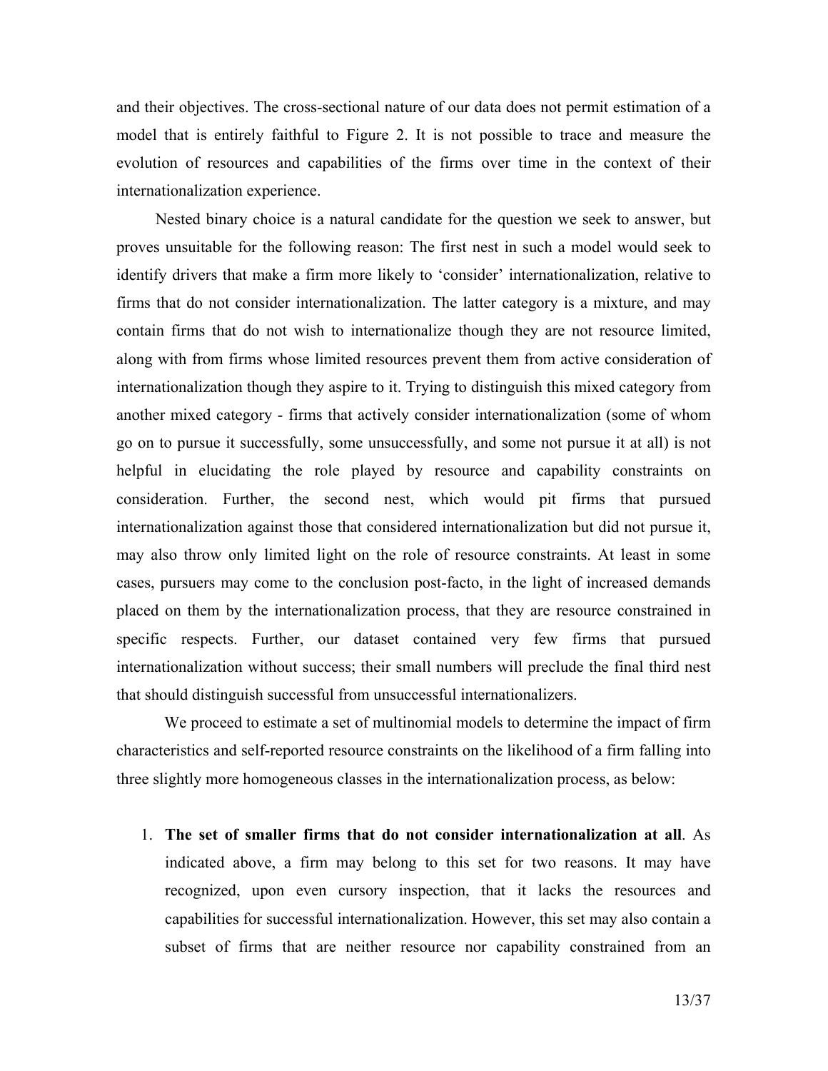and their objectives. The cross-sectional nature of our data does not permit estimation of a model that is entirely faithful to Figure 2. It is not possible to trace and measure the evolution of resources and capabilities of the firms over time in the context of their internationalization experience.

Nested binary choice is a natural candidate for the question we seek to answer, but proves unsuitable for the following reason: The first nest in such a model would seek to identify drivers that make a firm more likely to 'consider' internationalization, relative to firms that do not consider internationalization. The latter category is a mixture, and may contain firms that do not wish to internationalize though they are not resource limited, along with from firms whose limited resources prevent them from active consideration of internationalization though they aspire to it. Trying to distinguish this mixed category from another mixed category - firms that actively consider internationalization (some of whom go on to pursue it successfully, some unsuccessfully, and some not pursue it at all) is not helpful in elucidating the role played by resource and capability constraints on consideration. Further, the second nest, which would pit firms that pursued internationalization against those that considered internationalization but did not pursue it, may also throw only limited light on the role of resource constraints. At least in some cases, pursuers may come to the conclusion post-facto, in the light of increased demands placed on them by the internationalization process, that they are resource constrained in specific respects. Further, our dataset contained very few firms that pursued internationalization without success; their small numbers will preclude the final third nest that should distinguish successful from unsuccessful internationalizers.

We proceed to estimate a set of multinomial models to determine the impact of firm characteristics and self-reported resource constraints on the likelihood of a firm falling into three slightly more homogeneous classes in the internationalization process, as below:

1. **The set of smaller firms that do not consider internationalization at all**. As indicated above, a firm may belong to this set for two reasons. It may have recognized, upon even cursory inspection, that it lacks the resources and capabilities for successful internationalization. However, this set may also contain a subset of firms that are neither resource nor capability constrained from an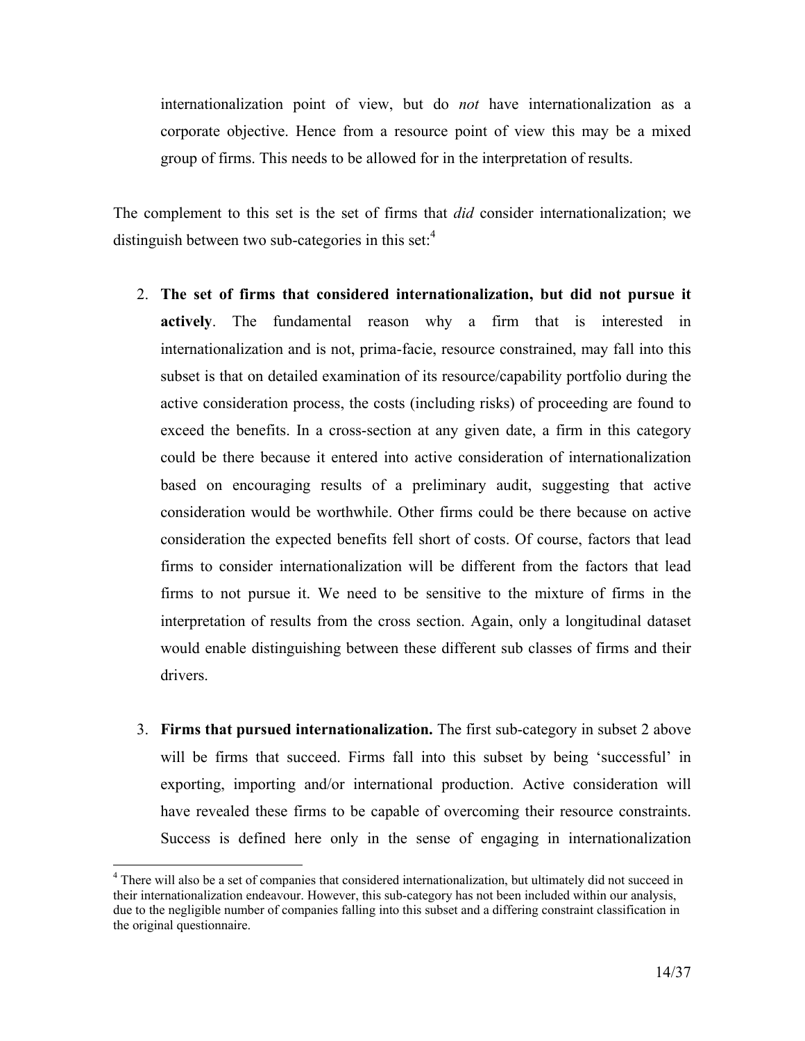internationalization point of view, but do *not* have internationalization as a corporate objective. Hence from a resource point of view this may be a mixed group of firms. This needs to be allowed for in the interpretation of results.

The complement to this set is the set of firms that *did* consider internationalization; we distinguish between two sub-categories in this set:[4]

2. **The set of firms that considered internationalization, but did not pursue it actively**. The fundamental reason why a firm that is interested in internationalization and is not, prima-facie, resource constrained, may fall into this subset is that on detailed examination of its resource/capability portfolio during the active consideration process, the costs (including risks) of proceeding are found to exceed the benefits. In a cross-section at any given date, a firm in this category could be there because it entered into active consideration of internationalization based on encouraging results of a preliminary audit, suggesting that active consideration would be worthwhile. Other firms could be there because on active consideration the expected benefits fell short of costs. Of course, factors that lead firms to consider internationalization will be different from the factors that lead firms to not pursue it. We need to be sensitive to the mixture of firms in the interpretation of results from the cross section. Again, only a longitudinal dataset would enable distinguishing between these different sub classes of firms and their drivers.

3. **Firms that pursued internationalization.** The first sub-category in subset 2 above will be firms that succeed. Firms fall into this subset by being 'successful' in exporting, importing and/or international production. Active consideration will have revealed these firms to be capable of overcoming their resource constraints. Success is defined here only in the sense of engaging in internationalization

[4] There will also be a set of companies that considered internationalization, but ultimately did not succeed in their internationalization endeavour. However, this sub-category has not been included within our analysis, due to the negligible number of companies falling into this subset and a differing constraint classification in the original questionnaire.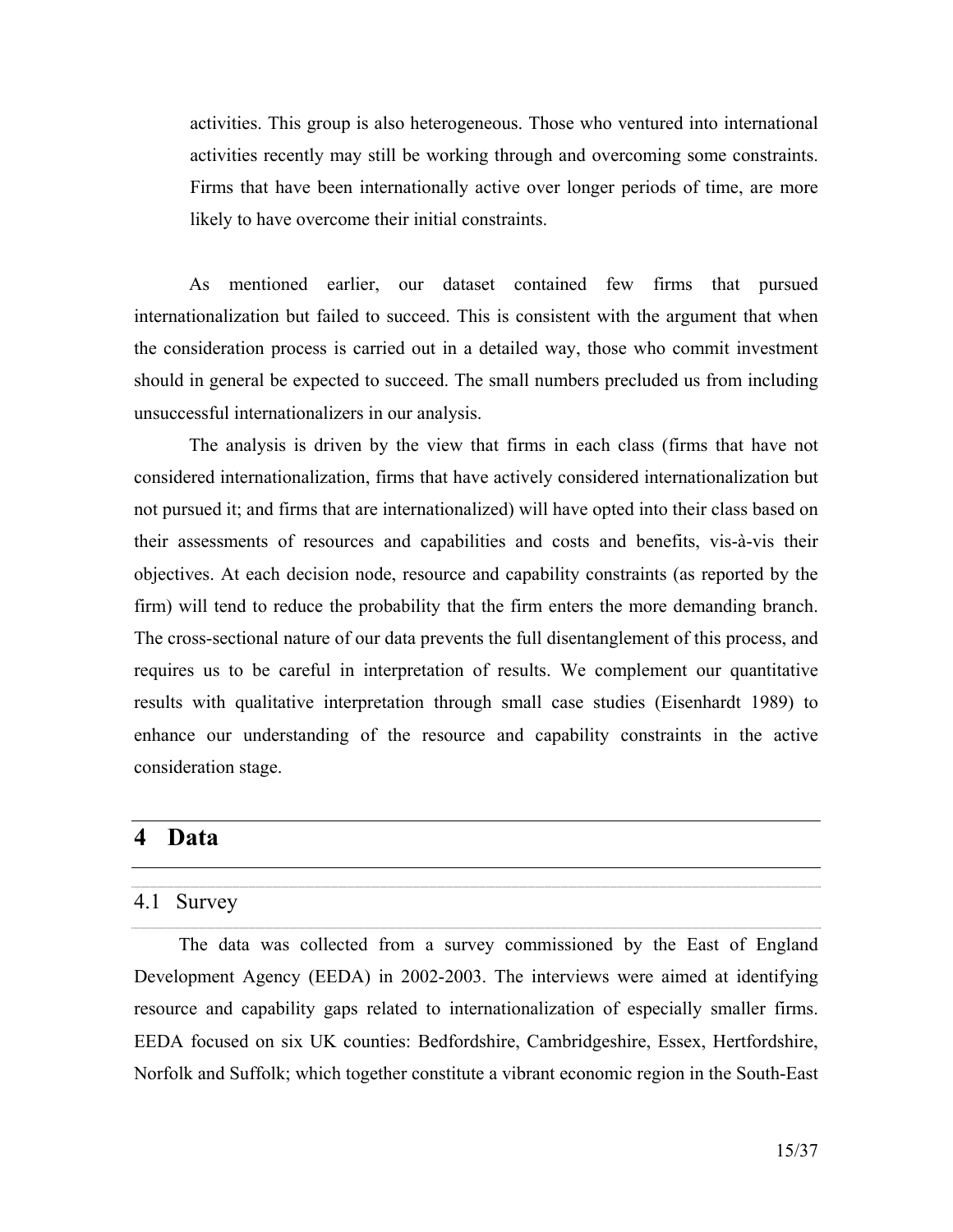activities. This group is also heterogeneous. Those who ventured into international activities recently may still be working through and overcoming some constraints. Firms that have been internationally active over longer periods of time, are more likely to have overcome their initial constraints.

As mentioned earlier, our dataset contained few firms that pursued internationalization but failed to succeed. This is consistent with the argument that when the consideration process is carried out in a detailed way, those who commit investment should in general be expected to succeed. The small numbers precluded us from including unsuccessful internationalizers in our analysis.

The analysis is driven by the view that firms in each class (firms that have not considered internationalization, firms that have actively considered internationalization but not pursued it; and firms that are internationalized) will have opted into their class based on their assessments of resources and capabilities and costs and benefits, vis-à-vis their objectives. At each decision node, resource and capability constraints (as reported by the firm) will tend to reduce the probability that the firm enters the more demanding branch. The cross-sectional nature of our data prevents the full disentanglement of this process, and requires us to be careful in interpretation of results. We complement our quantitative results with qualitative interpretation through small case studies (Eisenhardt 1989) to enhance our understanding of the resource and capability constraints in the active consideration stage.

# 4 Data

## 4.1 Survey

The data was collected from a survey commissioned by the East of England Development Agency (EEDA) in 2002-2003. The interviews were aimed at identifying resource and capability gaps related to internationalization of especially smaller firms. EEDA focused on six UK counties: Bedfordshire, Cambridgeshire, Essex, Hertfordshire, Norfolk and Suffolk; which together constitute a vibrant economic region in the South-East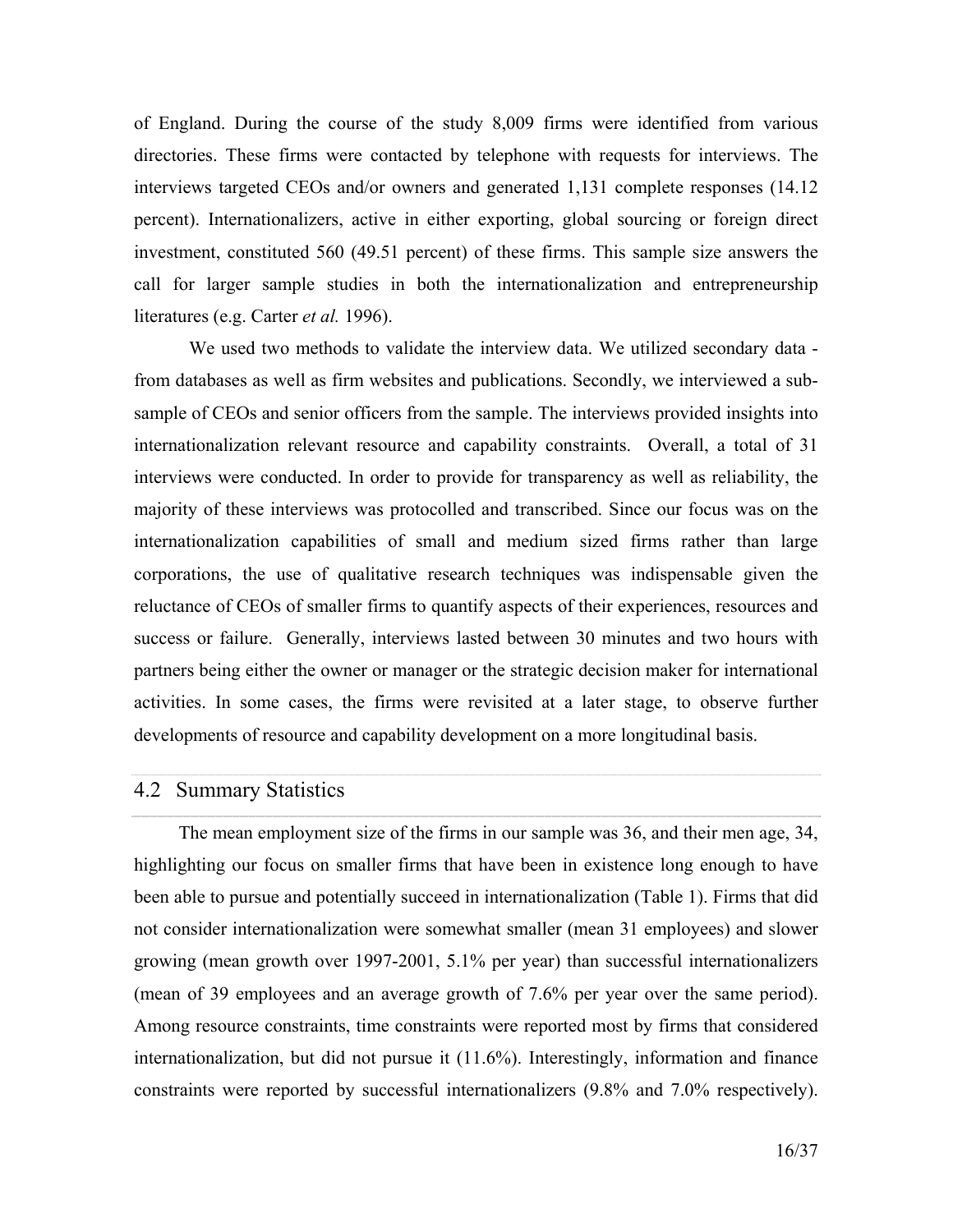of England. During the course of the study 8,009 firms were identified from various directories. These firms were contacted by telephone with requests for interviews. The interviews targeted CEOs and/or owners and generated 1,131 complete responses (14.12 percent). Internationalizers, active in either exporting, global sourcing or foreign direct investment, constituted 560 (49.51 percent) of these firms. This sample size answers the call for larger sample studies in both the internationalization and entrepreneurship literatures (e.g. Carter *et al.* 1996).

We used two methods to validate the interview data. We utilized secondary data - from databases as well as firm websites and publications. Secondly, we interviewed a sub-sample of CEOs and senior officers from the sample. The interviews provided insights into internationalization relevant resource and capability constraints. Overall, a total of 31 interviews were conducted. In order to provide for transparency as well as reliability, the majority of these interviews was protocolled and transcribed. Since our focus was on the internationalization capabilities of small and medium sized firms rather than large corporations, the use of qualitative research techniques was indispensable given the reluctance of CEOs of smaller firms to quantify aspects of their experiences, resources and success or failure. Generally, interviews lasted between 30 minutes and two hours with partners being either the owner or manager or the strategic decision maker for international activities. In some cases, the firms were revisited at a later stage, to observe further developments of resource and capability development on a more longitudinal basis.

## 4.2 Summary Statistics

The mean employment size of the firms in our sample was 36, and their men age, 34, highlighting our focus on smaller firms that have been in existence long enough to have been able to pursue and potentially succeed in internationalization (Table 1). Firms that did not consider internationalization were somewhat smaller (mean 31 employees) and slower growing (mean growth over 1997-2001, 5.1% per year) than successful internationalizers (mean of 39 employees and an average growth of 7.6% per year over the same period). Among resource constraints, time constraints were reported most by firms that considered internationalization, but did not pursue it (11.6%). Interestingly, information and finance constraints were reported by successful internationalizers (9.8% and 7.0% respectively).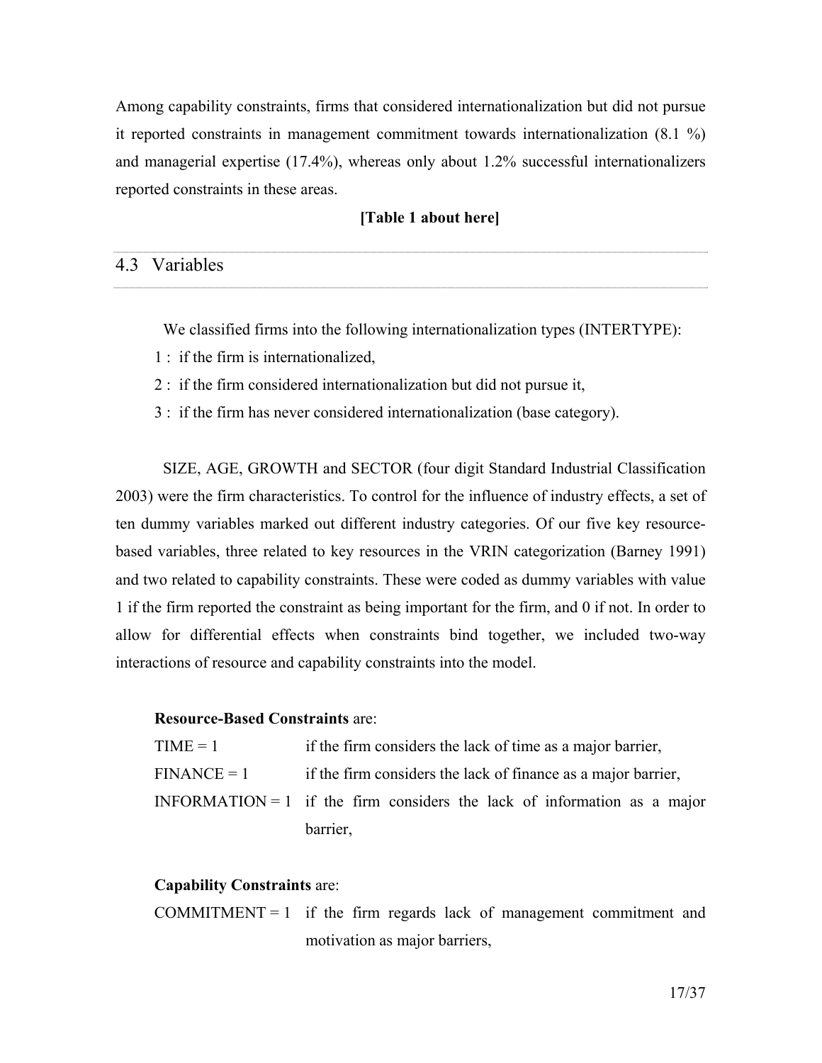Among capability constraints, firms that considered internationalization but did not pursue it reported constraints in management commitment towards internationalization (8.1 %) and managerial expertise (17.4%), whereas only about 1.2% successful internationalizers reported constraints in these areas.

**[Table 1 about here]**

## 4.3 Variables

We classified firms into the following internationalization types (INTERTYPE):

1 : if the firm is internationalized,

2 : if the firm considered internationalization but did not pursue it,

3 : if the firm has never considered internationalization (base category).

SIZE, AGE, GROWTH and SECTOR (four digit Standard Industrial Classification 2003) were the firm characteristics. To control for the influence of industry effects, a set of ten dummy variables marked out different industry categories. Of our five key resource-based variables, three related to key resources in the VRIN categorization (Barney 1991) and two related to capability constraints. These were coded as dummy variables with value 1 if the firm reported the constraint as being important for the firm, and 0 if not. In order to allow for differential effects when constraints bind together, we included two-way interactions of resource and capability constraints into the model.

**Resource-Based Constraints** are:

TIME = 1 if the firm considers the lack of time as a major barrier,

FINANCE = 1 if the firm considers the lack of finance as a major barrier,

INFORMATION = 1 if the firm considers the lack of information as a major barrier,

**Capability Constraints** are:

COMMITMENT = 1 if the firm regards lack of management commitment and motivation as major barriers,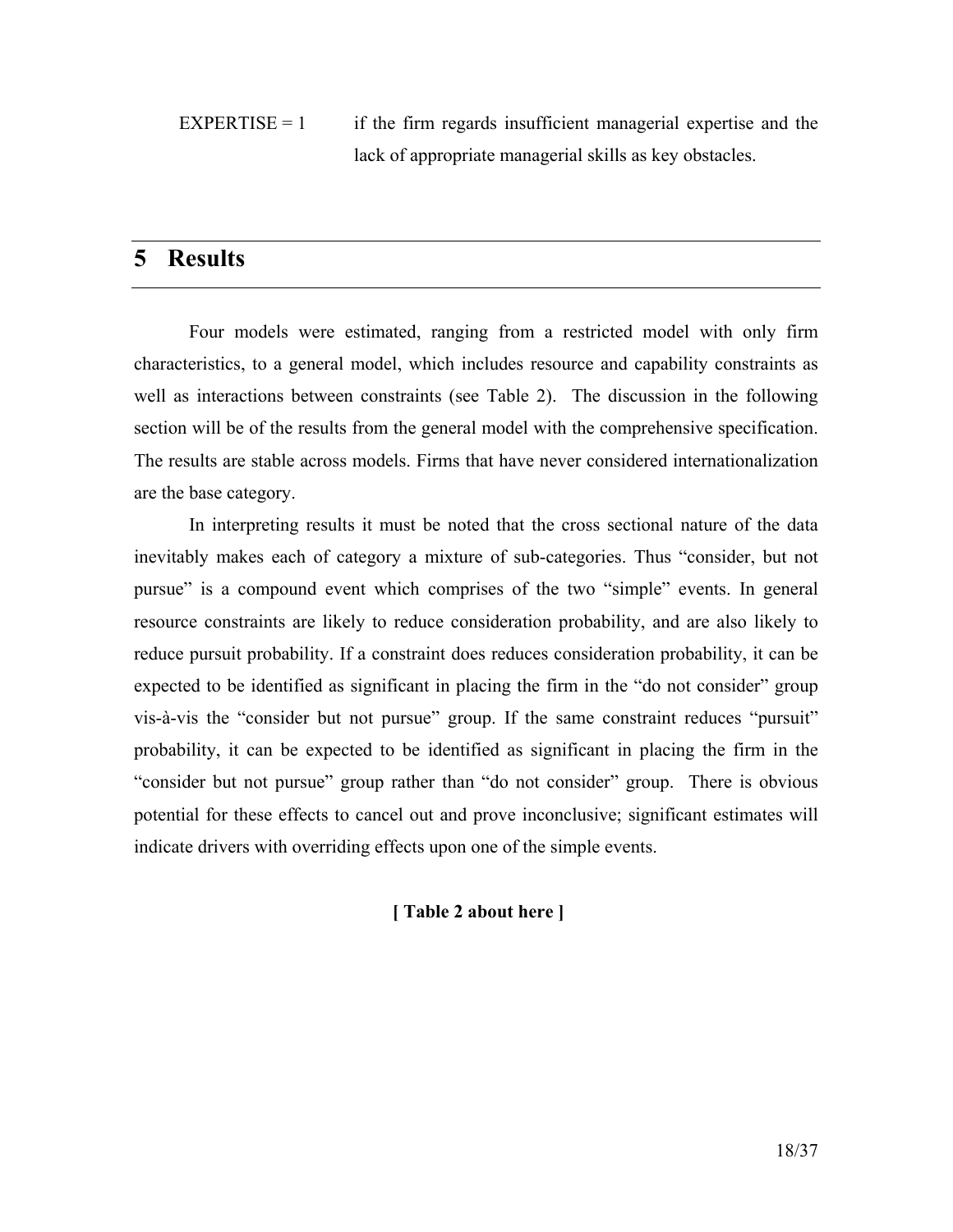EXPERTISE = 1 if the firm regards insufficient managerial expertise and the lack of appropriate managerial skills as key obstacles.

# 5 Results

Four models were estimated, ranging from a restricted model with only firm characteristics, to a general model, which includes resource and capability constraints as well as interactions between constraints (see Table 2). The discussion in the following section will be of the results from the general model with the comprehensive specification. The results are stable across models. Firms that have never considered internationalization are the base category.

In interpreting results it must be noted that the cross sectional nature of the data inevitably makes each of category a mixture of sub-categories. Thus "consider, but not pursue" is a compound event which comprises of the two "simple" events. In general resource constraints are likely to reduce consideration probability, and are also likely to reduce pursuit probability. If a constraint does reduces consideration probability, it can be expected to be identified as significant in placing the firm in the "do not consider" group vis-à-vis the "consider but not pursue" group. If the same constraint reduces "pursuit" probability, it can be expected to be identified as significant in placing the firm in the "consider but not pursue" group rather than "do not consider" group. There is obvious potential for these effects to cancel out and prove inconclusive; significant estimates will indicate drivers with overriding effects upon one of the simple events.

**[ Table 2 about here ]**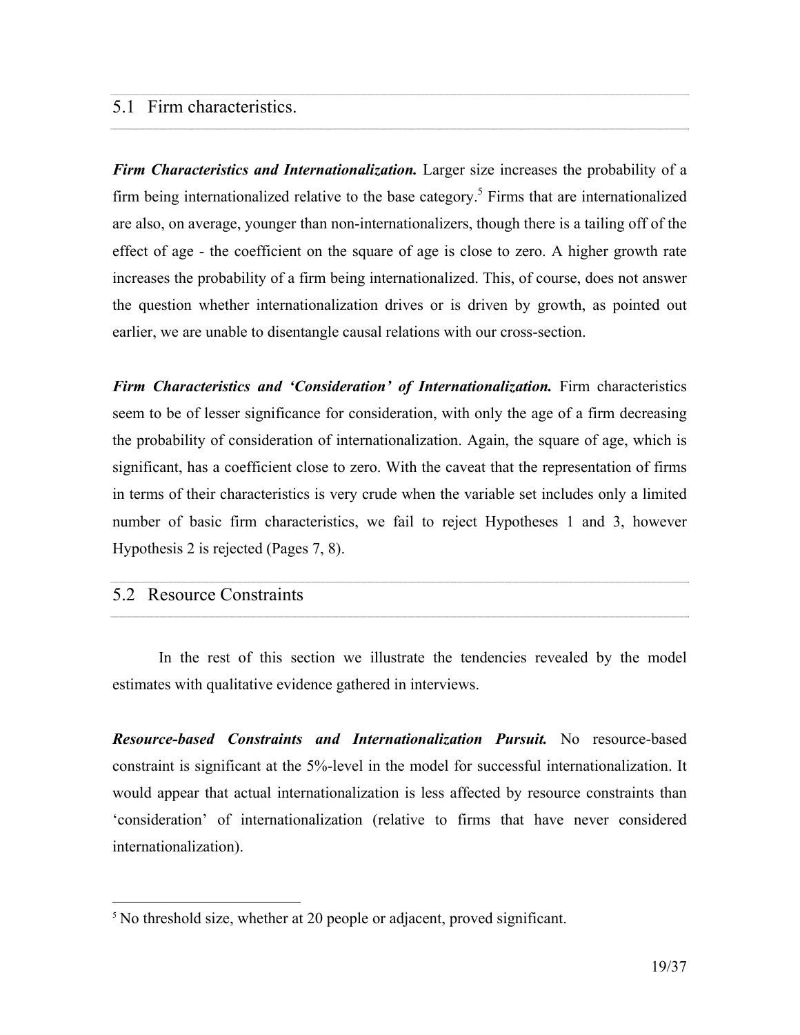## 5.1 Firm characteristics.

***Firm Characteristics and Internationalization.*** Larger size increases the probability of a firm being internationalized relative to the base category.[5] Firms that are internationalized are also, on average, younger than non-internationalizers, though there is a tailing off of the effect of age - the coefficient on the square of age is close to zero. A higher growth rate increases the probability of a firm being internationalized. This, of course, does not answer the question whether internationalization drives or is driven by growth, as pointed out earlier, we are unable to disentangle causal relations with our cross-section.

***Firm Characteristics and 'Consideration' of Internationalization.*** Firm characteristics seem to be of lesser significance for consideration, with only the age of a firm decreasing the probability of consideration of internationalization. Again, the square of age, which is significant, has a coefficient close to zero. With the caveat that the representation of firms in terms of their characteristics is very crude when the variable set includes only a limited number of basic firm characteristics, we fail to reject Hypotheses 1 and 3, however Hypothesis 2 is rejected (Pages 7, 8).

## 5.2 Resource Constraints

In the rest of this section we illustrate the tendencies revealed by the model estimates with qualitative evidence gathered in interviews.

***Resource-based Constraints and Internationalization Pursuit.*** No resource-based constraint is significant at the 5%-level in the model for successful internationalization. It would appear that actual internationalization is less affected by resource constraints than 'consideration' of internationalization (relative to firms that have never considered internationalization).

[5] No threshold size, whether at 20 people or adjacent, proved significant.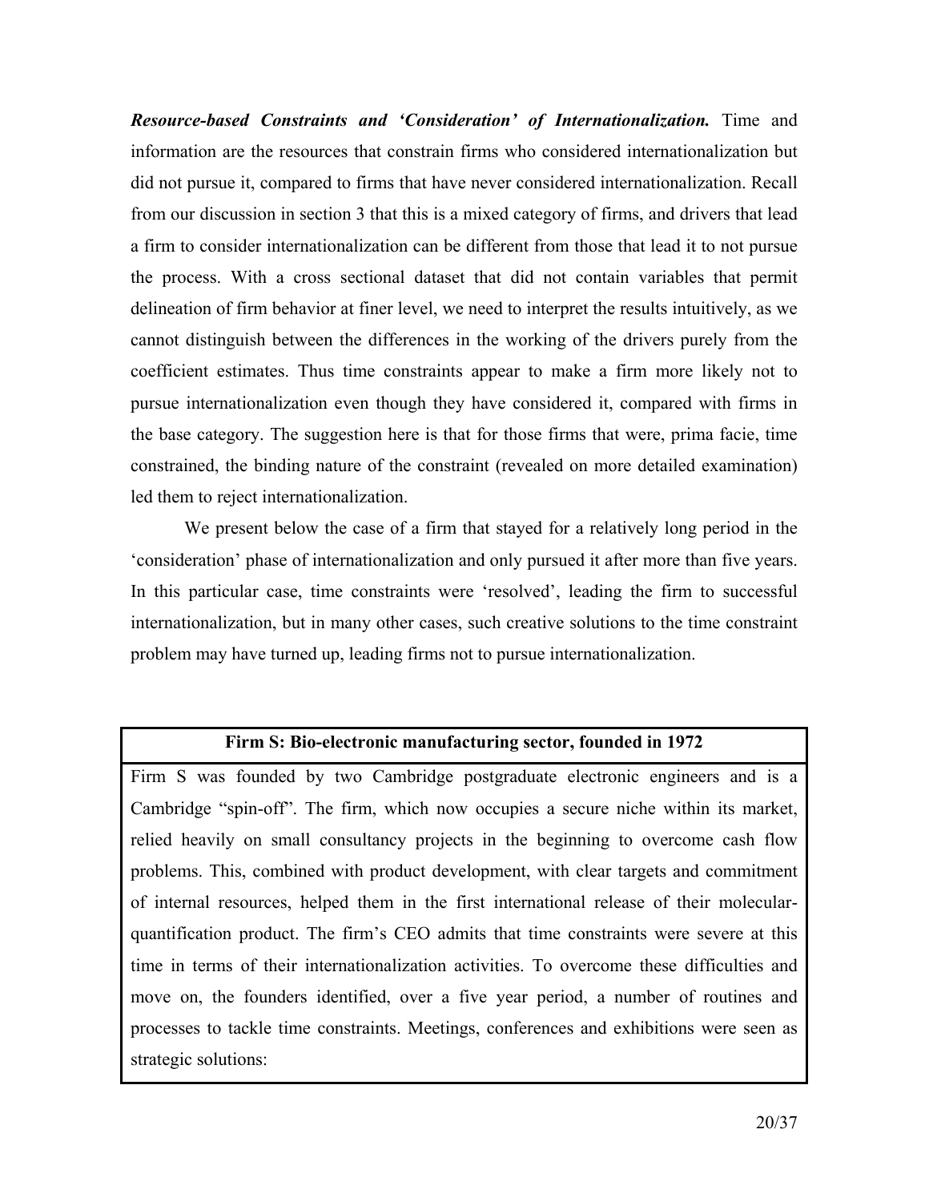***Resource-based Constraints and 'Consideration' of Internationalization.*** Time and information are the resources that constrain firms who considered internationalization but did not pursue it, compared to firms that have never considered internationalization. Recall from our discussion in section 3 that this is a mixed category of firms, and drivers that lead a firm to consider internationalization can be different from those that lead it to not pursue the process. With a cross sectional dataset that did not contain variables that permit delineation of firm behavior at finer level, we need to interpret the results intuitively, as we cannot distinguish between the differences in the working of the drivers purely from the coefficient estimates. Thus time constraints appear to make a firm more likely not to pursue internationalization even though they have considered it, compared with firms in the base category. The suggestion here is that for those firms that were, prima facie, time constrained, the binding nature of the constraint (revealed on more detailed examination) led them to reject internationalization.

We present below the case of a firm that stayed for a relatively long period in the 'consideration' phase of internationalization and only pursued it after more than five years. In this particular case, time constraints were 'resolved', leading the firm to successful internationalization, but in many other cases, such creative solutions to the time constraint problem may have turned up, leading firms not to pursue internationalization.

| **Firm S: Bio-electronic manufacturing sector, founded in 1972** |
|---|
| Firm S was founded by two Cambridge postgraduate electronic engineers and is a Cambridge "spin-off". The firm, which now occupies a secure niche within its market, relied heavily on small consultancy projects in the beginning to overcome cash flow problems. This, combined with product development, with clear targets and commitment of internal resources, helped them in the first international release of their molecular-quantification product. The firm's CEO admits that time constraints were severe at this time in terms of their internationalization activities. To overcome these difficulties and move on, the founders identified, over a five year period, a number of routines and processes to tackle time constraints. Meetings, conferences and exhibitions were seen as strategic solutions: |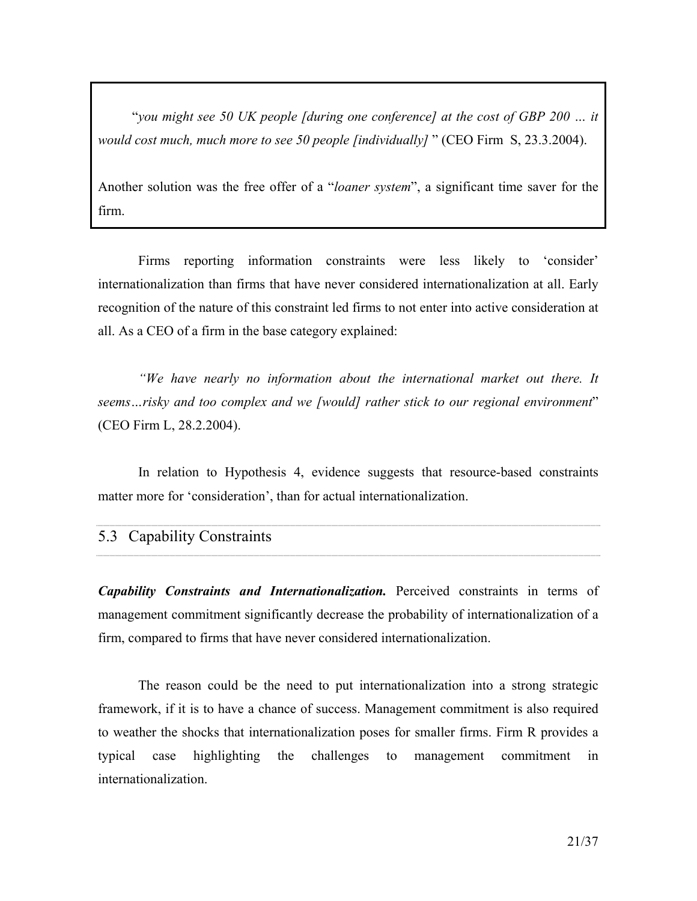"*you might see 50 UK people [during one conference] at the cost of GBP 200 … it would cost much, much more to see 50 people [individually]* " (CEO Firm S, 23.3.2004).

Another solution was the free offer of a "*loaner system*", a significant time saver for the firm.

Firms reporting information constraints were less likely to 'consider' internationalization than firms that have never considered internationalization at all. Early recognition of the nature of this constraint led firms to not enter into active consideration at all. As a CEO of a firm in the base category explained:

*"We have nearly no information about the international market out there. It seems…risky and too complex and we [would] rather stick to our regional environment*" (CEO Firm L, 28.2.2004).

In relation to Hypothesis 4, evidence suggests that resource-based constraints matter more for 'consideration', than for actual internationalization.

## 5.3 Capability Constraints

***Capability Constraints and Internationalization.*** Perceived constraints in terms of management commitment significantly decrease the probability of internationalization of a firm, compared to firms that have never considered internationalization.

The reason could be the need to put internationalization into a strong strategic framework, if it is to have a chance of success. Management commitment is also required to weather the shocks that internationalization poses for smaller firms. Firm R provides a typical case highlighting the challenges to management commitment in internationalization.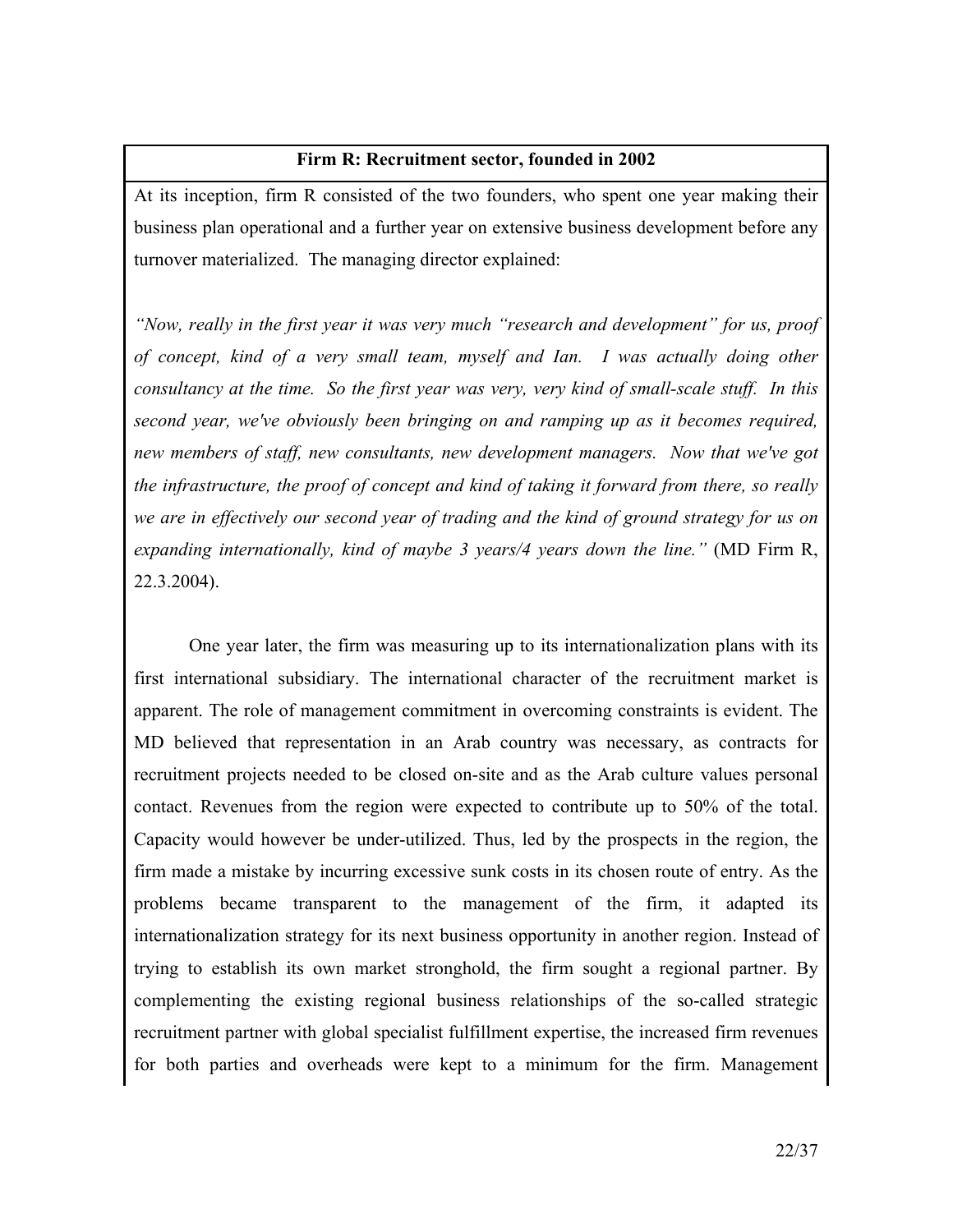**Firm R: Recruitment sector, founded in 2002**

At its inception, firm R consisted of the two founders, who spent one year making their business plan operational and a further year on extensive business development before any turnover materialized. The managing director explained:

*"Now, really in the first year it was very much "research and development" for us, proof of concept, kind of a very small team, myself and Ian. I was actually doing other consultancy at the time. So the first year was very, very kind of small-scale stuff. In this second year, we've obviously been bringing on and ramping up as it becomes required, new members of staff, new consultants, new development managers. Now that we've got the infrastructure, the proof of concept and kind of taking it forward from there, so really we are in effectively our second year of trading and the kind of ground strategy for us on expanding internationally, kind of maybe 3 years/4 years down the line."* (MD Firm R, 22.3.2004).

One year later, the firm was measuring up to its internationalization plans with its first international subsidiary. The international character of the recruitment market is apparent. The role of management commitment in overcoming constraints is evident. The MD believed that representation in an Arab country was necessary, as contracts for recruitment projects needed to be closed on-site and as the Arab culture values personal contact. Revenues from the region were expected to contribute up to 50% of the total. Capacity would however be under-utilized. Thus, led by the prospects in the region, the firm made a mistake by incurring excessive sunk costs in its chosen route of entry. As the problems became transparent to the management of the firm, it adapted its internationalization strategy for its next business opportunity in another region. Instead of trying to establish its own market stronghold, the firm sought a regional partner. By complementing the existing regional business relationships of the so-called strategic recruitment partner with global specialist fulfillment expertise, the increased firm revenues for both parties and overheads were kept to a minimum for the firm. Management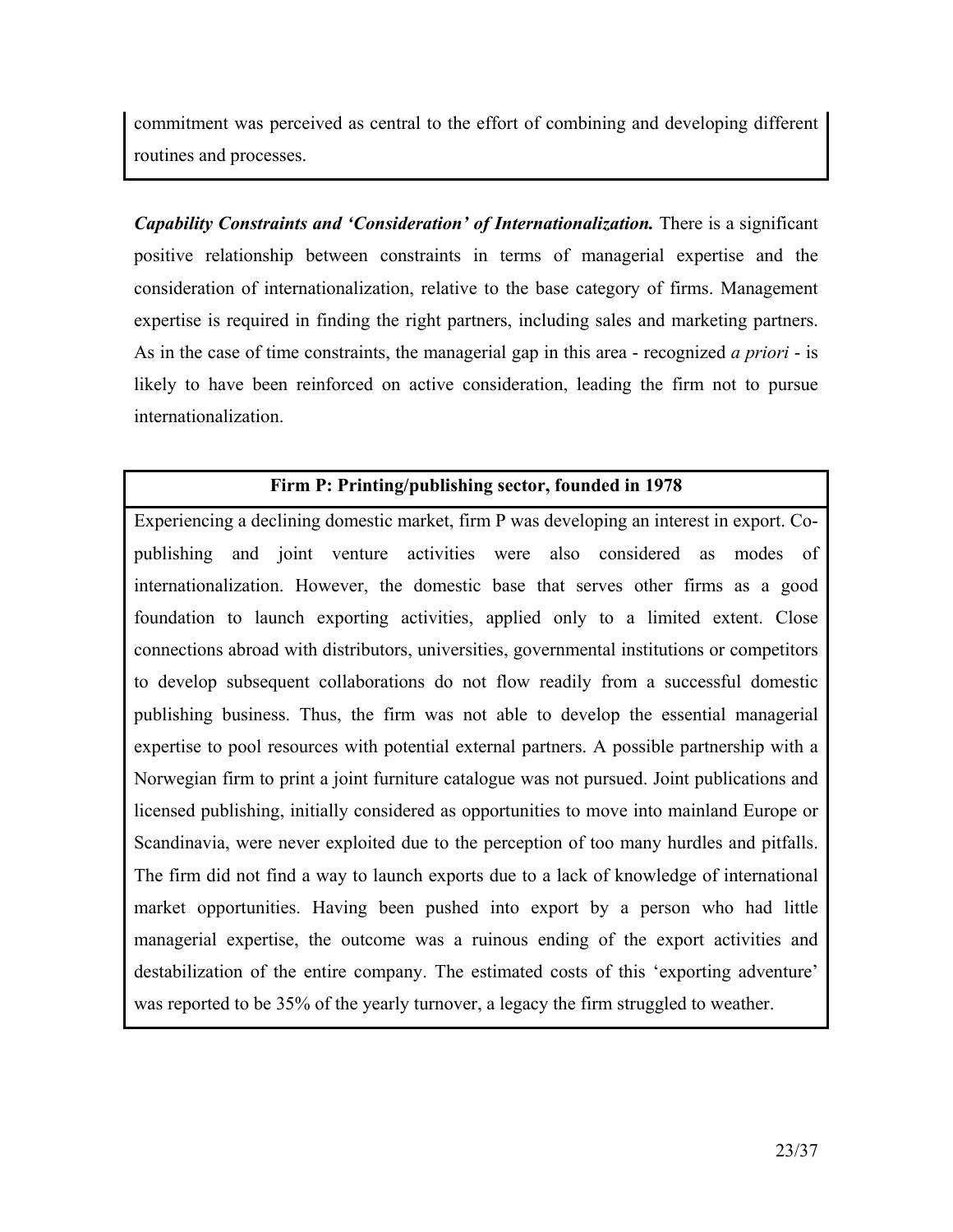commitment was perceived as central to the effort of combining and developing different routines and processes.

***Capability Constraints and 'Consideration' of Internationalization.*** There is a significant positive relationship between constraints in terms of managerial expertise and the consideration of internationalization, relative to the base category of firms. Management expertise is required in finding the right partners, including sales and marketing partners. As in the case of time constraints, the managerial gap in this area - recognized *a priori* - is likely to have been reinforced on active consideration, leading the firm not to pursue internationalization.

**Firm P: Printing/publishing sector, founded in 1978**

Experiencing a declining domestic market, firm P was developing an interest in export. Co-publishing and joint venture activities were also considered as modes of internationalization. However, the domestic base that serves other firms as a good foundation to launch exporting activities, applied only to a limited extent. Close connections abroad with distributors, universities, governmental institutions or competitors to develop subsequent collaborations do not flow readily from a successful domestic publishing business. Thus, the firm was not able to develop the essential managerial expertise to pool resources with potential external partners. A possible partnership with a Norwegian firm to print a joint furniture catalogue was not pursued. Joint publications and licensed publishing, initially considered as opportunities to move into mainland Europe or Scandinavia, were never exploited due to the perception of too many hurdles and pitfalls. The firm did not find a way to launch exports due to a lack of knowledge of international market opportunities. Having been pushed into export by a person who had little managerial expertise, the outcome was a ruinous ending of the export activities and destabilization of the entire company. The estimated costs of this 'exporting adventure' was reported to be 35% of the yearly turnover, a legacy the firm struggled to weather.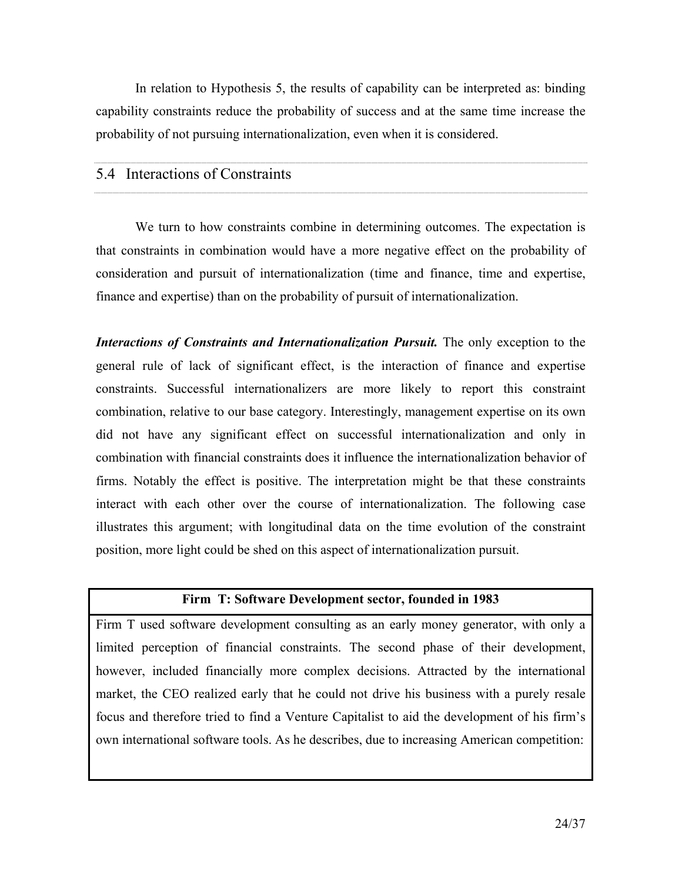In relation to Hypothesis 5, the results of capability can be interpreted as: binding capability constraints reduce the probability of success and at the same time increase the probability of not pursuing internationalization, even when it is considered.

## 5.4 Interactions of Constraints

We turn to how constraints combine in determining outcomes. The expectation is that constraints in combination would have a more negative effect on the probability of consideration and pursuit of internationalization (time and finance, time and expertise, finance and expertise) than on the probability of pursuit of internationalization.

***Interactions of Constraints and Internationalization Pursuit.*** The only exception to the general rule of lack of significant effect, is the interaction of finance and expertise constraints. Successful internationalizers are more likely to report this constraint combination, relative to our base category. Interestingly, management expertise on its own did not have any significant effect on successful internationalization and only in combination with financial constraints does it influence the internationalization behavior of firms. Notably the effect is positive. The interpretation might be that these constraints interact with each other over the course of internationalization. The following case illustrates this argument; with longitudinal data on the time evolution of the constraint position, more light could be shed on this aspect of internationalization pursuit.

| **Firm T: Software Development sector, founded in 1983** |
|---|
| Firm T used software development consulting as an early money generator, with only a limited perception of financial constraints. The second phase of their development, however, included financially more complex decisions. Attracted by the international market, the CEO realized early that he could not drive his business with a purely resale focus and therefore tried to find a Venture Capitalist to aid the development of his firm's own international software tools. As he describes, due to increasing American competition: |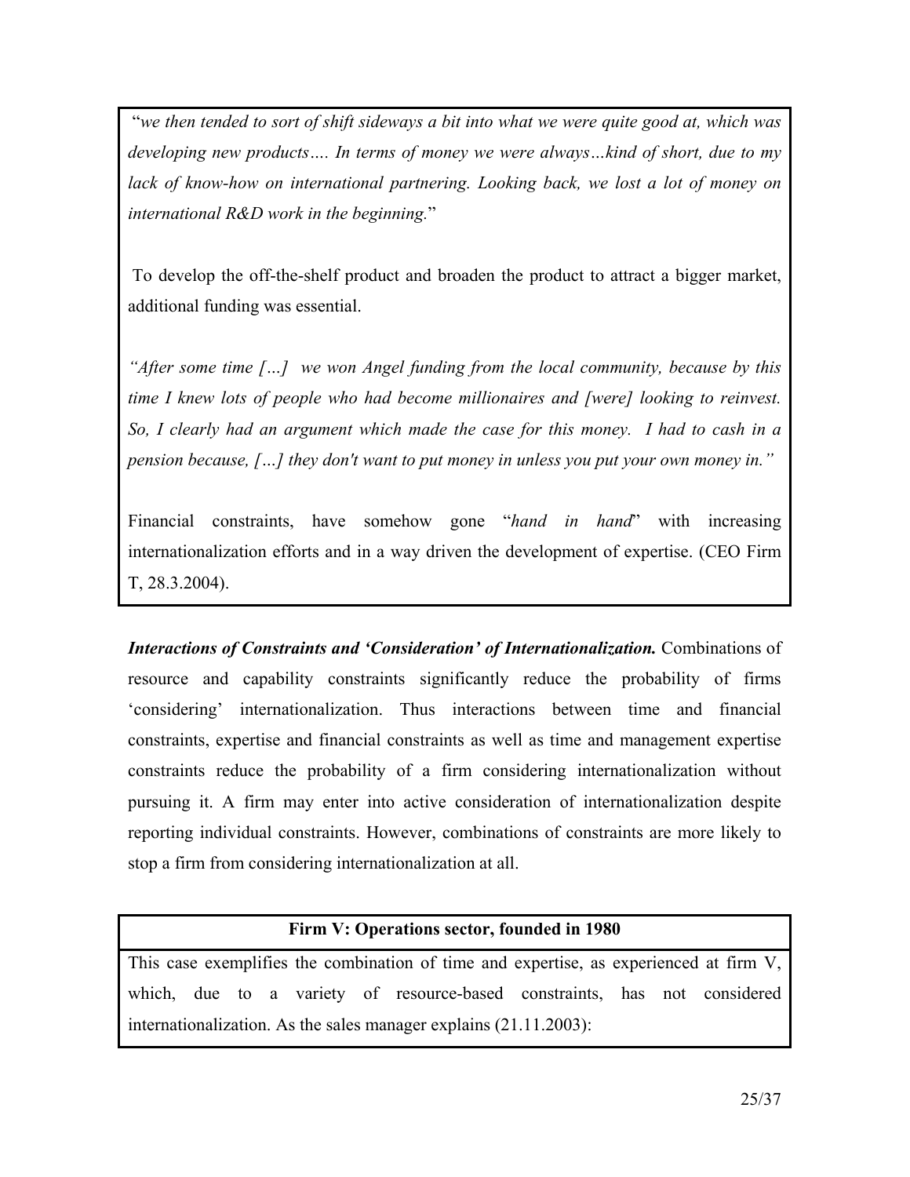"*we then tended to sort of shift sideways a bit into what we were quite good at, which was developing new products…. In terms of money we were always…kind of short, due to my lack of know-how on international partnering. Looking back, we lost a lot of money on international R&D work in the beginning.*"

To develop the off-the-shelf product and broaden the product to attract a bigger market, additional funding was essential.

*"After some time […] we won Angel funding from the local community, because by this time I knew lots of people who had become millionaires and [were] looking to reinvest. So, I clearly had an argument which made the case for this money. I had to cash in a pension because, […] they don't want to put money in unless you put your own money in."*

Financial constraints, have somehow gone "*hand in hand*" with increasing internationalization efforts and in a way driven the development of expertise. (CEO Firm T, 28.3.2004).

***Interactions of Constraints and 'Consideration' of Internationalization.*** Combinations of resource and capability constraints significantly reduce the probability of firms 'considering' internationalization. Thus interactions between time and financial constraints, expertise and financial constraints as well as time and management expertise constraints reduce the probability of a firm considering internationalization without pursuing it. A firm may enter into active consideration of internationalization despite reporting individual constraints. However, combinations of constraints are more likely to stop a firm from considering internationalization at all.

**Firm V: Operations sector, founded in 1980**

This case exemplifies the combination of time and expertise, as experienced at firm V, which, due to a variety of resource-based constraints, has not considered internationalization. As the sales manager explains (21.11.2003):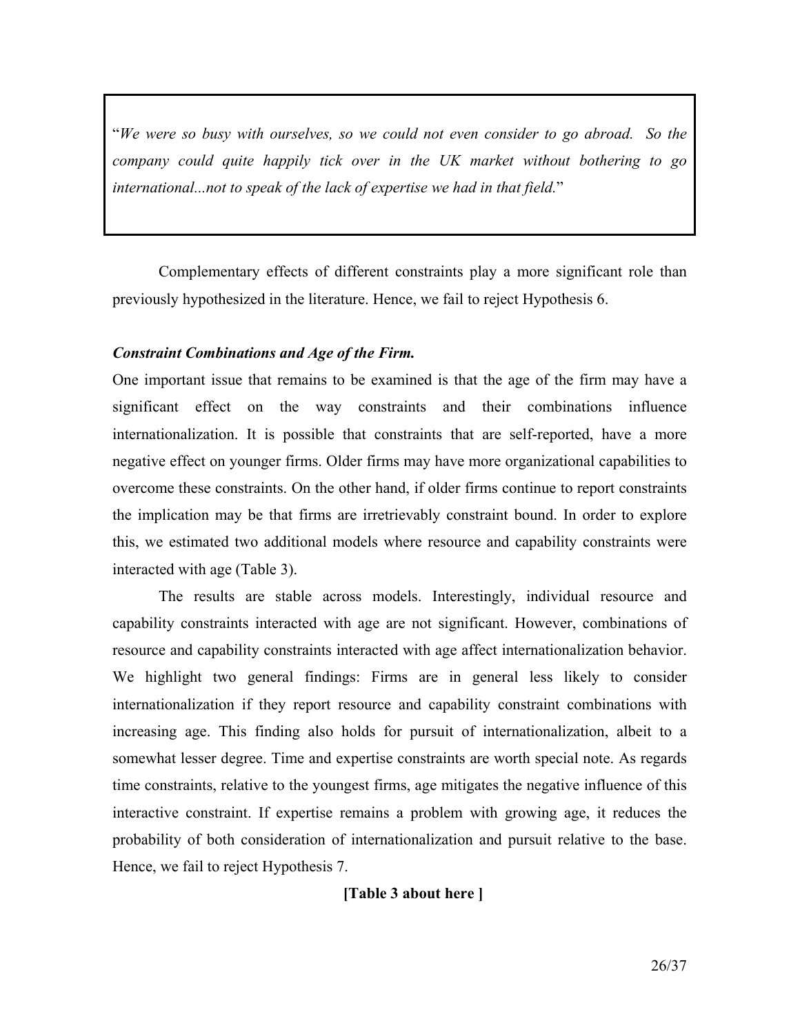> "*We were so busy with ourselves, so we could not even consider to go abroad. So the company could quite happily tick over in the UK market without bothering to go international...not to speak of the lack of expertise we had in that field.*"

Complementary effects of different constraints play a more significant role than previously hypothesized in the literature. Hence, we fail to reject Hypothesis 6.

***Constraint Combinations and Age of the Firm.***

One important issue that remains to be examined is that the age of the firm may have a significant effect on the way constraints and their combinations influence internationalization. It is possible that constraints that are self-reported, have a more negative effect on younger firms. Older firms may have more organizational capabilities to overcome these constraints. On the other hand, if older firms continue to report constraints the implication may be that firms are irretrievably constraint bound. In order to explore this, we estimated two additional models where resource and capability constraints were interacted with age (Table 3).

The results are stable across models. Interestingly, individual resource and capability constraints interacted with age are not significant. However, combinations of resource and capability constraints interacted with age affect internationalization behavior. We highlight two general findings: Firms are in general less likely to consider internationalization if they report resource and capability constraint combinations with increasing age. This finding also holds for pursuit of internationalization, albeit to a somewhat lesser degree. Time and expertise constraints are worth special note. As regards time constraints, relative to the youngest firms, age mitigates the negative influence of this interactive constraint. If expertise remains a problem with growing age, it reduces the probability of both consideration of internationalization and pursuit relative to the base. Hence, we fail to reject Hypothesis 7.

**[Table 3 about here ]**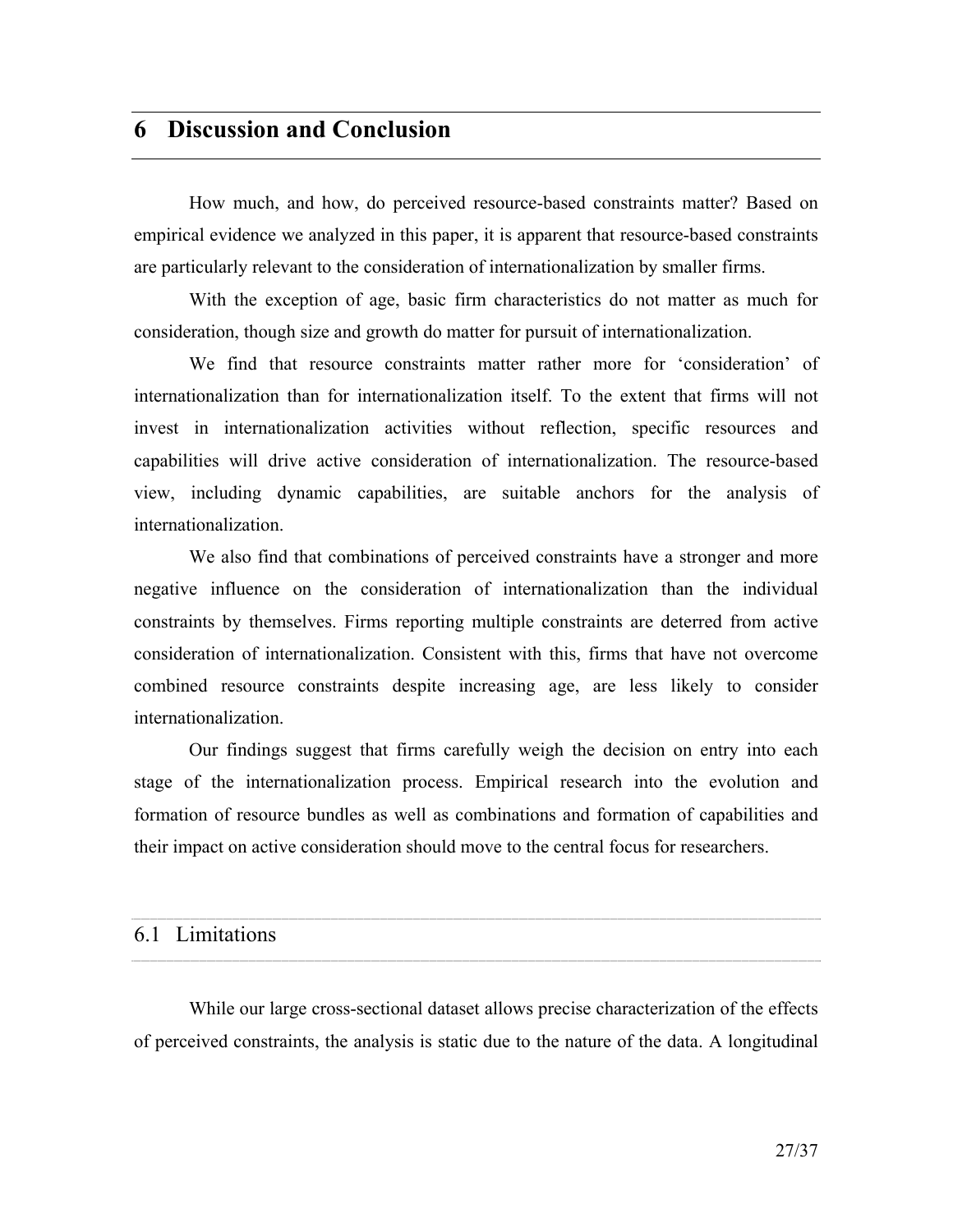# 6 Discussion and Conclusion

How much, and how, do perceived resource-based constraints matter? Based on empirical evidence we analyzed in this paper, it is apparent that resource-based constraints are particularly relevant to the consideration of internationalization by smaller firms.

With the exception of age, basic firm characteristics do not matter as much for consideration, though size and growth do matter for pursuit of internationalization.

We find that resource constraints matter rather more for 'consideration' of internationalization than for internationalization itself. To the extent that firms will not invest in internationalization activities without reflection, specific resources and capabilities will drive active consideration of internationalization. The resource-based view, including dynamic capabilities, are suitable anchors for the analysis of internationalization.

We also find that combinations of perceived constraints have a stronger and more negative influence on the consideration of internationalization than the individual constraints by themselves. Firms reporting multiple constraints are deterred from active consideration of internationalization. Consistent with this, firms that have not overcome combined resource constraints despite increasing age, are less likely to consider internationalization.

Our findings suggest that firms carefully weigh the decision on entry into each stage of the internationalization process. Empirical research into the evolution and formation of resource bundles as well as combinations and formation of capabilities and their impact on active consideration should move to the central focus for researchers.

## 6.1 Limitations

While our large cross-sectional dataset allows precise characterization of the effects of perceived constraints, the analysis is static due to the nature of the data. A longitudinal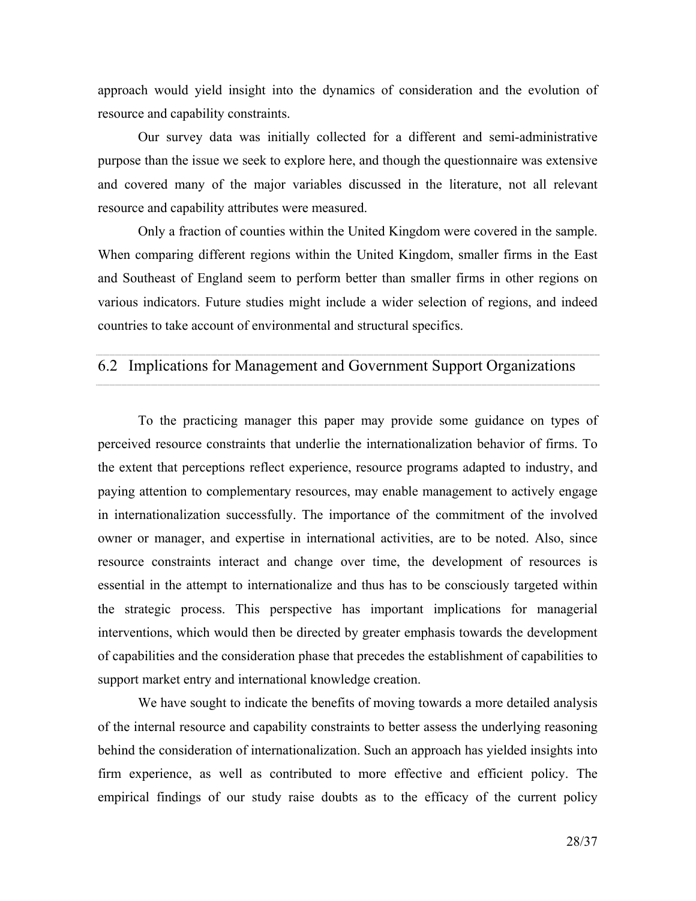approach would yield insight into the dynamics of consideration and the evolution of resource and capability constraints.

Our survey data was initially collected for a different and semi-administrative purpose than the issue we seek to explore here, and though the questionnaire was extensive and covered many of the major variables discussed in the literature, not all relevant resource and capability attributes were measured.

Only a fraction of counties within the United Kingdom were covered in the sample. When comparing different regions within the United Kingdom, smaller firms in the East and Southeast of England seem to perform better than smaller firms in other regions on various indicators. Future studies might include a wider selection of regions, and indeed countries to take account of environmental and structural specifics.

## 6.2 Implications for Management and Government Support Organizations

To the practicing manager this paper may provide some guidance on types of perceived resource constraints that underlie the internationalization behavior of firms. To the extent that perceptions reflect experience, resource programs adapted to industry, and paying attention to complementary resources, may enable management to actively engage in internationalization successfully. The importance of the commitment of the involved owner or manager, and expertise in international activities, are to be noted. Also, since resource constraints interact and change over time, the development of resources is essential in the attempt to internationalize and thus has to be consciously targeted within the strategic process. This perspective has important implications for managerial interventions, which would then be directed by greater emphasis towards the development of capabilities and the consideration phase that precedes the establishment of capabilities to support market entry and international knowledge creation.

We have sought to indicate the benefits of moving towards a more detailed analysis of the internal resource and capability constraints to better assess the underlying reasoning behind the consideration of internationalization. Such an approach has yielded insights into firm experience, as well as contributed to more effective and efficient policy. The empirical findings of our study raise doubts as to the efficacy of the current policy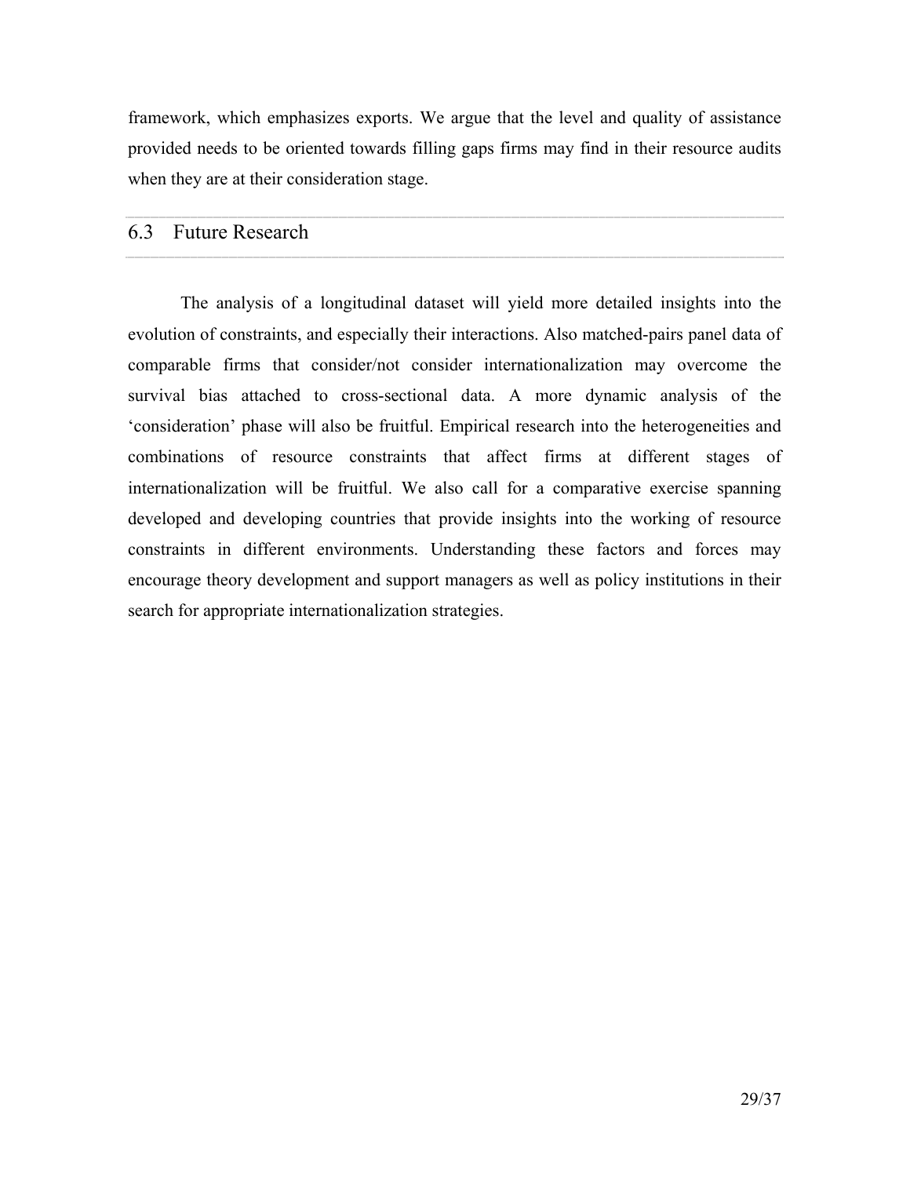framework, which emphasizes exports. We argue that the level and quality of assistance provided needs to be oriented towards filling gaps firms may find in their resource audits when they are at their consideration stage.

## 6.3 Future Research

The analysis of a longitudinal dataset will yield more detailed insights into the evolution of constraints, and especially their interactions. Also matched-pairs panel data of comparable firms that consider/not consider internationalization may overcome the survival bias attached to cross-sectional data. A more dynamic analysis of the 'consideration' phase will also be fruitful. Empirical research into the heterogeneities and combinations of resource constraints that affect firms at different stages of internationalization will be fruitful. We also call for a comparative exercise spanning developed and developing countries that provide insights into the working of resource constraints in different environments. Understanding these factors and forces may encourage theory development and support managers as well as policy institutions in their search for appropriate internationalization strategies.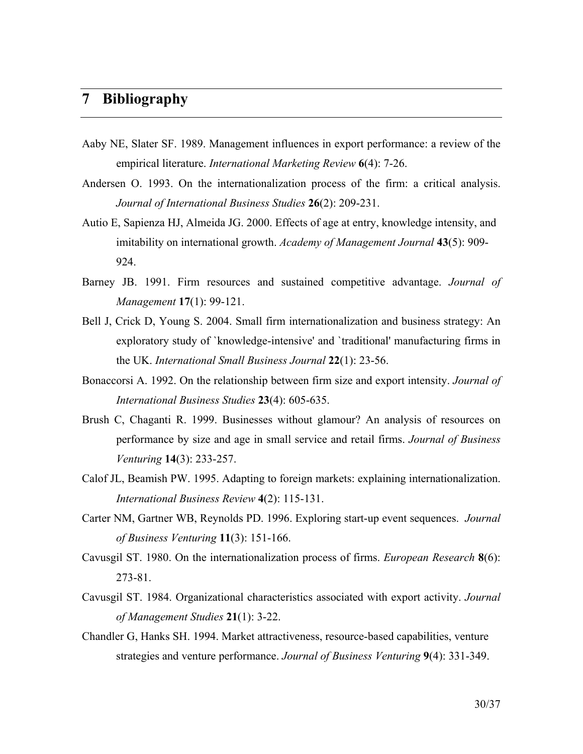# 7 Bibliography

Aaby NE, Slater SF. 1989. Management influences in export performance: a review of the empirical literature. *International Marketing Review* **6**(4): 7-26.

Andersen O. 1993. On the internationalization process of the firm: a critical analysis. *Journal of International Business Studies* **26**(2): 209-231.

Autio E, Sapienza HJ, Almeida JG. 2000. Effects of age at entry, knowledge intensity, and imitability on international growth. *Academy of Management Journal* **43**(5): 909-924.

Barney JB. 1991. Firm resources and sustained competitive advantage. *Journal of Management* **17**(1): 99-121.

Bell J, Crick D, Young S. 2004. Small firm internationalization and business strategy: An exploratory study of `knowledge-intensive' and `traditional' manufacturing firms in the UK. *International Small Business Journal* **22**(1): 23-56.

Bonaccorsi A. 1992. On the relationship between firm size and export intensity. *Journal of International Business Studies* **23**(4): 605-635.

Brush C, Chaganti R. 1999. Businesses without glamour? An analysis of resources on performance by size and age in small service and retail firms. *Journal of Business Venturing* **14**(3): 233-257.

Calof JL, Beamish PW. 1995. Adapting to foreign markets: explaining internationalization. *International Business Review* **4**(2): 115-131.

Carter NM, Gartner WB, Reynolds PD. 1996. Exploring start-up event sequences. *Journal of Business Venturing* **11**(3): 151-166.

Cavusgil ST. 1980. On the internationalization process of firms. *European Research* **8**(6): 273-81.

Cavusgil ST. 1984. Organizational characteristics associated with export activity. *Journal of Management Studies* **21**(1): 3-22.

Chandler G, Hanks SH. 1994. Market attractiveness, resource-based capabilities, venture strategies and venture performance. *Journal of Business Venturing* **9**(4): 331-349.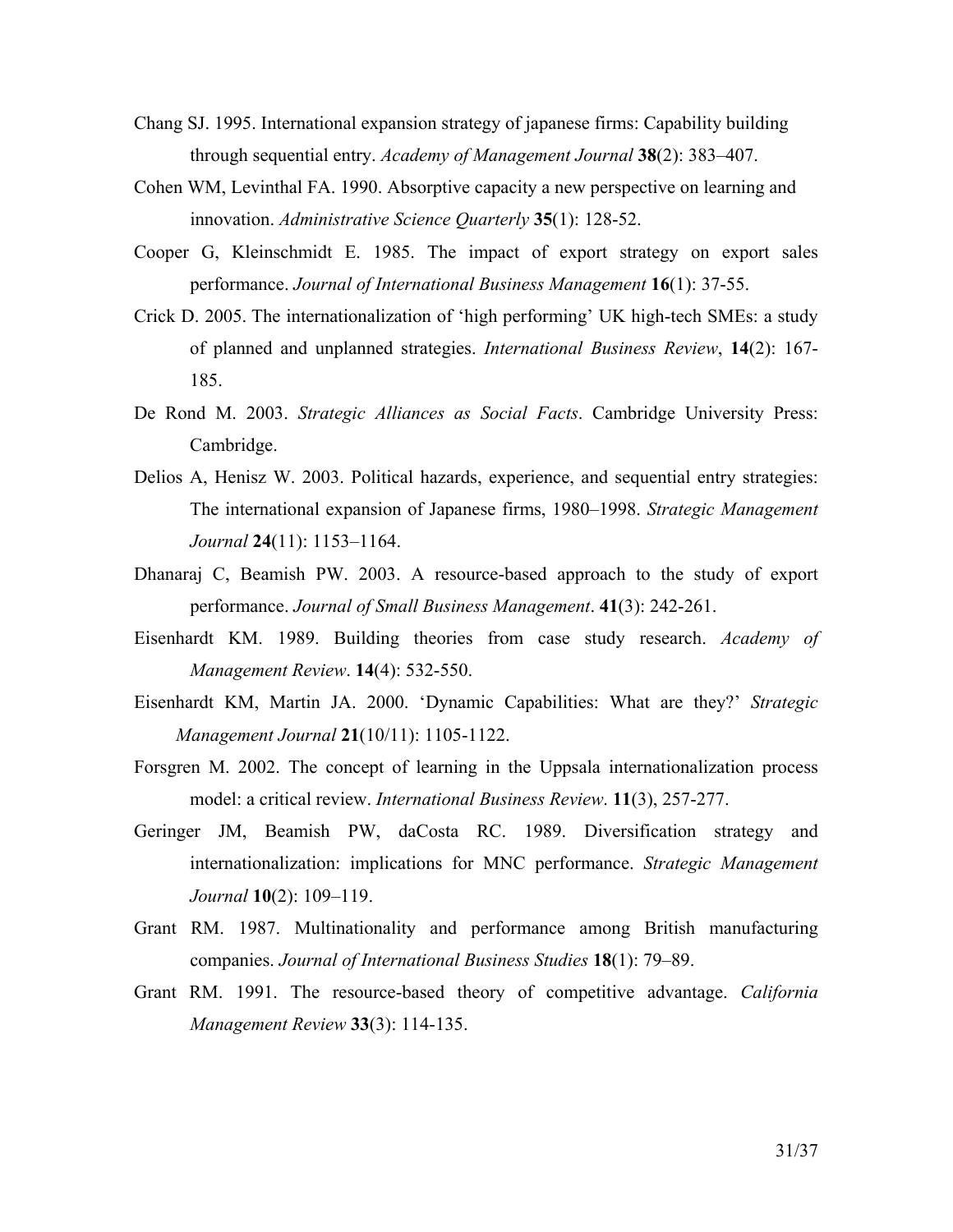Chang SJ. 1995. International expansion strategy of japanese firms: Capability building through sequential entry. *Academy of Management Journal* **38**(2): 383–407.

Cohen WM, Levinthal FA. 1990. Absorptive capacity a new perspective on learning and innovation. *Administrative Science Quarterly* **35**(1): 128-52.

Cooper G, Kleinschmidt E. 1985. The impact of export strategy on export sales performance. *Journal of International Business Management* **16**(1): 37-55.

Crick D. 2005. The internationalization of 'high performing' UK high-tech SMEs: a study of planned and unplanned strategies. *International Business Review*, **14**(2): 167-185.

De Rond M. 2003. *Strategic Alliances as Social Facts*. Cambridge University Press: Cambridge.

Delios A, Henisz W. 2003. Political hazards, experience, and sequential entry strategies: The international expansion of Japanese firms, 1980–1998. *Strategic Management Journal* **24**(11): 1153–1164.

Dhanaraj C, Beamish PW. 2003. A resource-based approach to the study of export performance. *Journal of Small Business Management*. **41**(3): 242-261.

Eisenhardt KM. 1989. Building theories from case study research. *Academy of Management Review*. **14**(4): 532-550.

Eisenhardt KM, Martin JA. 2000. 'Dynamic Capabilities: What are they?' *Strategic Management Journal* **21**(10/11): 1105-1122.

Forsgren M. 2002. The concept of learning in the Uppsala internationalization process model: a critical review. *International Business Review*. **11**(3), 257-277.

Geringer JM, Beamish PW, daCosta RC. 1989. Diversification strategy and internationalization: implications for MNC performance. *Strategic Management Journal* **10**(2): 109–119.

Grant RM. 1987. Multinationality and performance among British manufacturing companies. *Journal of International Business Studies* **18**(1): 79–89.

Grant RM. 1991. The resource-based theory of competitive advantage. *California Management Review* **33**(3): 114-135.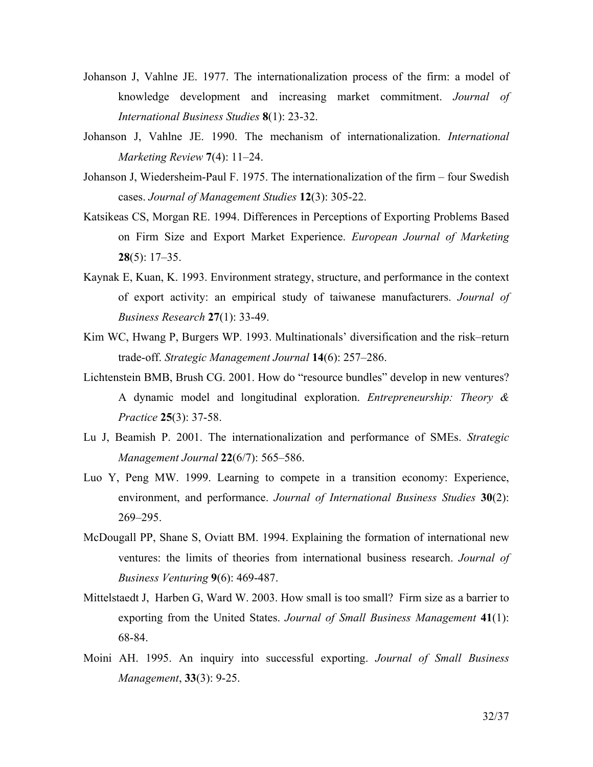Johanson J, Vahlne JE. 1977. The internationalization process of the firm: a model of knowledge development and increasing market commitment. *Journal of International Business Studies* **8**(1): 23-32.

Johanson J, Vahlne JE. 1990. The mechanism of internationalization. *International Marketing Review* **7**(4): 11–24.

Johanson J, Wiedersheim-Paul F. 1975. The internationalization of the firm – four Swedish cases. *Journal of Management Studies* **12**(3): 305-22.

Katsikeas CS, Morgan RE. 1994. Differences in Perceptions of Exporting Problems Based on Firm Size and Export Market Experience. *European Journal of Marketing* **28**(5): 17–35.

Kaynak E, Kuan, K. 1993. Environment strategy, structure, and performance in the context of export activity: an empirical study of taiwanese manufacturers. *Journal of Business Research* **27**(1): 33-49.

Kim WC, Hwang P, Burgers WP. 1993. Multinationals' diversification and the risk–return trade-off. *Strategic Management Journal* **14**(6): 257–286.

Lichtenstein BMB, Brush CG. 2001. How do "resource bundles" develop in new ventures? A dynamic model and longitudinal exploration. *Entrepreneurship: Theory & Practice* **25**(3): 37-58.

Lu J, Beamish P. 2001. The internationalization and performance of SMEs. *Strategic Management Journal* **22**(6/7): 565–586.

Luo Y, Peng MW. 1999. Learning to compete in a transition economy: Experience, environment, and performance. *Journal of International Business Studies* **30**(2): 269–295.

McDougall PP, Shane S, Oviatt BM. 1994. Explaining the formation of international new ventures: the limits of theories from international business research. *Journal of Business Venturing* **9**(6): 469-487.

Mittelstaedt J, Harben G, Ward W. 2003. How small is too small? Firm size as a barrier to exporting from the United States. *Journal of Small Business Management* **41**(1): 68-84.

Moini AH. 1995. An inquiry into successful exporting. *Journal of Small Business Management*, **33**(3): 9-25.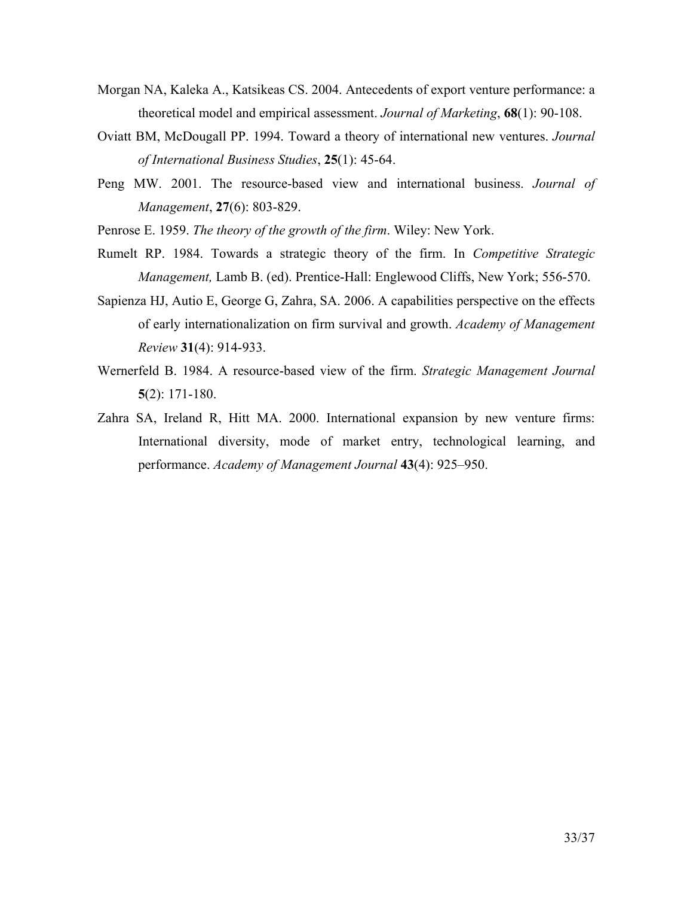Morgan NA, Kaleka A., Katsikeas CS. 2004. Antecedents of export venture performance: a theoretical model and empirical assessment. *Journal of Marketing*, **68**(1): 90-108.

Oviatt BM, McDougall PP. 1994. Toward a theory of international new ventures. *Journal of International Business Studies*, **25**(1): 45-64.

Peng MW. 2001. The resource-based view and international business. *Journal of Management*, **27**(6): 803-829.

Penrose E. 1959. *The theory of the growth of the firm*. Wiley: New York.

Rumelt RP. 1984. Towards a strategic theory of the firm. In *Competitive Strategic Management,* Lamb B. (ed). Prentice-Hall: Englewood Cliffs, New York; 556-570.

Sapienza HJ, Autio E, George G, Zahra, SA. 2006. A capabilities perspective on the effects of early internationalization on firm survival and growth. *Academy of Management Review* **31**(4): 914-933.

Wernerfeld B. 1984. A resource-based view of the firm. *Strategic Management Journal* **5**(2): 171-180.

Zahra SA, Ireland R, Hitt MA. 2000. International expansion by new venture firms: International diversity, mode of market entry, technological learning, and performance. *Academy of Management Journal* **43**(4): 925–950.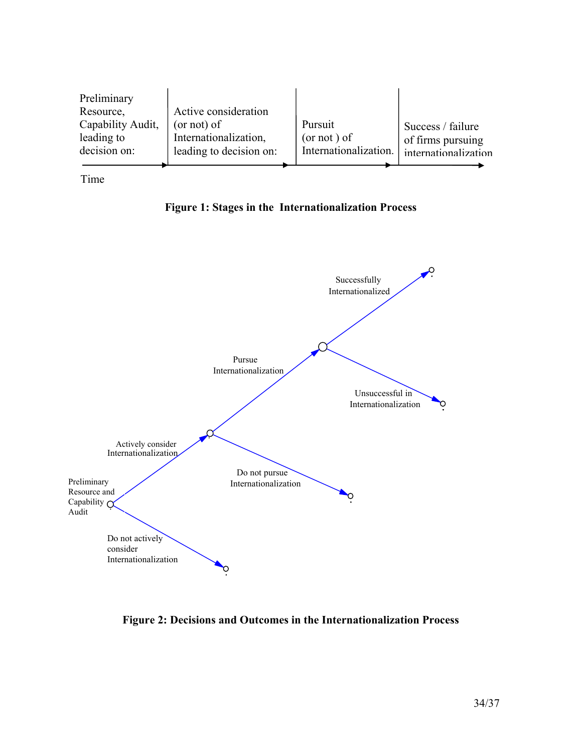| Preliminary Resource, Capability Audit, leading to decision on: | Active consideration (or not) of Internationalization, leading to decision on: | Pursuit (or not ) of Internationalization. | Success / failure of firms pursuing internationalization |
|---|---|---|---|

Time

**Figure 1: Stages in the Internationalization Process**

Preliminary Resource and Capability Audit

Actively consider Internationalization

Do not actively consider Internationalization

Pursue Internationalization

Do not pursue Internationalization

Successfully Internationalized

Unsuccessful in Internationalization

**Figure 2: Decisions and Outcomes in the Internationalization Process**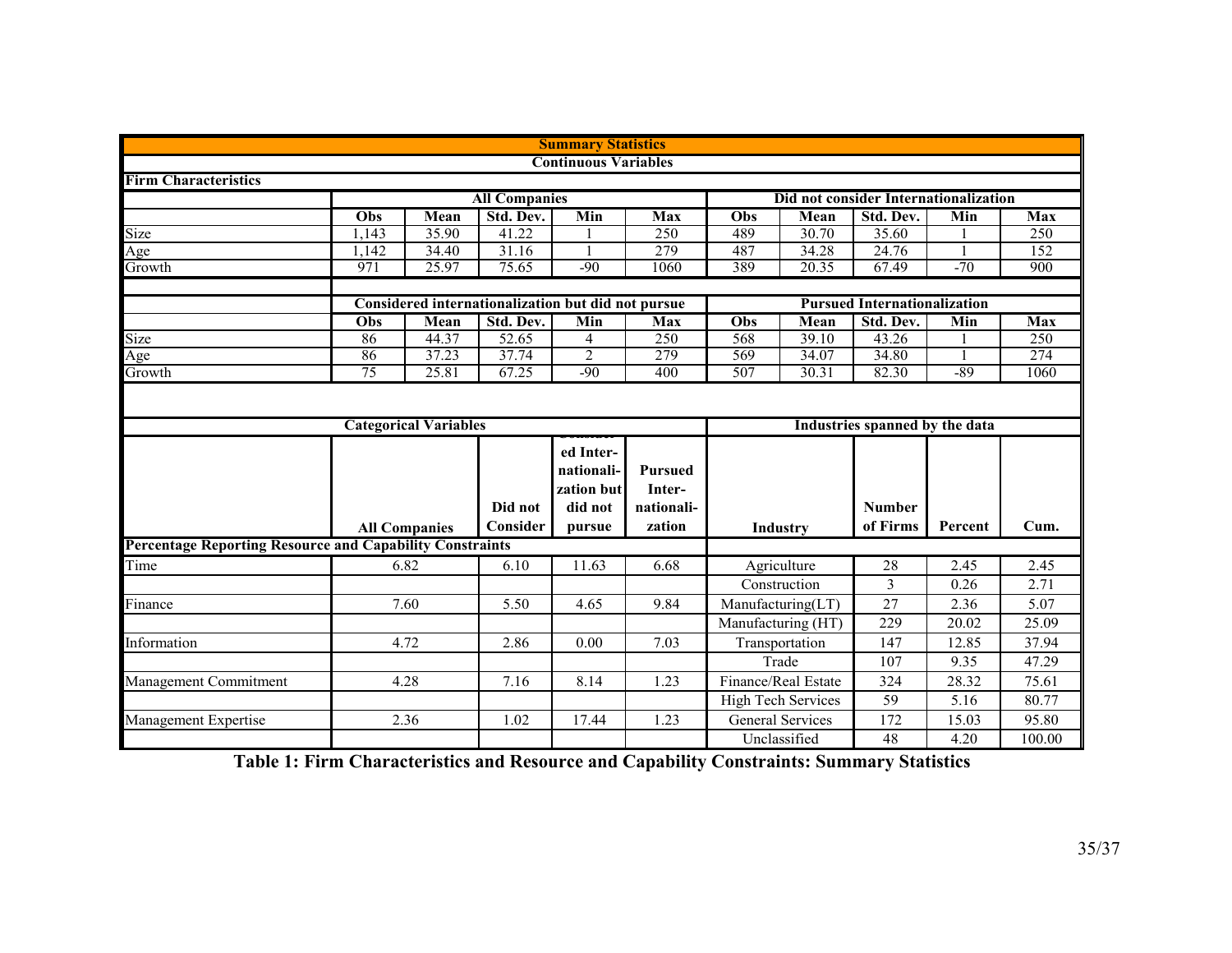## Summary Statistics

### Continuous Variables

**Firm Characteristics**

| | All Companies | | | | | Did not consider Internationalization | | | | |
|---|---|---|---|---|---|---|---|---|---|---|
| | **Obs** | **Mean** | **Std. Dev.** | **Min** | **Max** | **Obs** | **Mean** | **Std. Dev.** | **Min** | **Max** |
| Size | 1,143 | 35.90 | 41.22 | 1 | 250 | 489 | 30.70 | 35.60 | 1 | 250 |
| Age | 1,142 | 34.40 | 31.16 | 1 | 279 | 487 | 34.28 | 24.76 | 1 | 152 |
| Growth | 971 | 25.97 | 75.65 | -90 | 1060 | 389 | 20.35 | 67.49 | -70 | 900 |

| | Considered internationalization but did not pursue | | | | | Pursued Internationalization | | | | |
|---|---|---|---|---|---|---|---|---|---|---|
| | **Obs** | **Mean** | **Std. Dev.** | **Min** | **Max** | **Obs** | **Mean** | **Std. Dev.** | **Min** | **Max** |
| Size | 86 | 44.37 | 52.65 | 4 | 250 | 568 | 39.10 | 43.26 | 1 | 250 |
| Age | 86 | 37.23 | 37.74 | 2 | 279 | 569 | 34.07 | 34.80 | 1 | 274 |
| Growth | 75 | 25.81 | 67.25 | -90 | 400 | 507 | 30.31 | 82.30 | -89 | 1060 |

**Categorical Variables**

Percentage Reporting Resource and Capability Constraints

| | All Companies | Did not Consider | Considered Internationalization but did not pursue | Pursued Internationalization |
|---|---|---|---|---|
| Time | 6.82 | 6.10 | 11.63 | 6.68 |
| Finance | 7.60 | 5.50 | 4.65 | 9.84 |
| Information | 4.72 | 2.86 | 0.00 | 7.03 |
| Management Commitment | 4.28 | 7.16 | 8.14 | 1.23 |
| Management Expertise | 2.36 | 1.02 | 17.44 | 1.23 |

**Industries spanned by the data**

| Industry | Number of Firms | Percent | Cum. |
|---|---|---|---|
| Agriculture | 28 | 2.45 | 2.45 |
| Construction | 3 | 0.26 | 2.71 |
| Manufacturing(LT) | 27 | 2.36 | 5.07 |
| Manufacturing (HT) | 229 | 20.02 | 25.09 |
| Transportation | 147 | 12.85 | 37.94 |
| Trade | 107 | 9.35 | 47.29 |
| Finance/Real Estate | 324 | 28.32 | 75.61 |
| High Tech Services | 59 | 5.16 | 80.77 |
| General Services | 172 | 15.03 | 95.80 |
| Unclassified | 48 | 4.20 | 100.00 |

**Table 1: Firm Characteristics and Resource and Capability Constraints: Summary Statistics**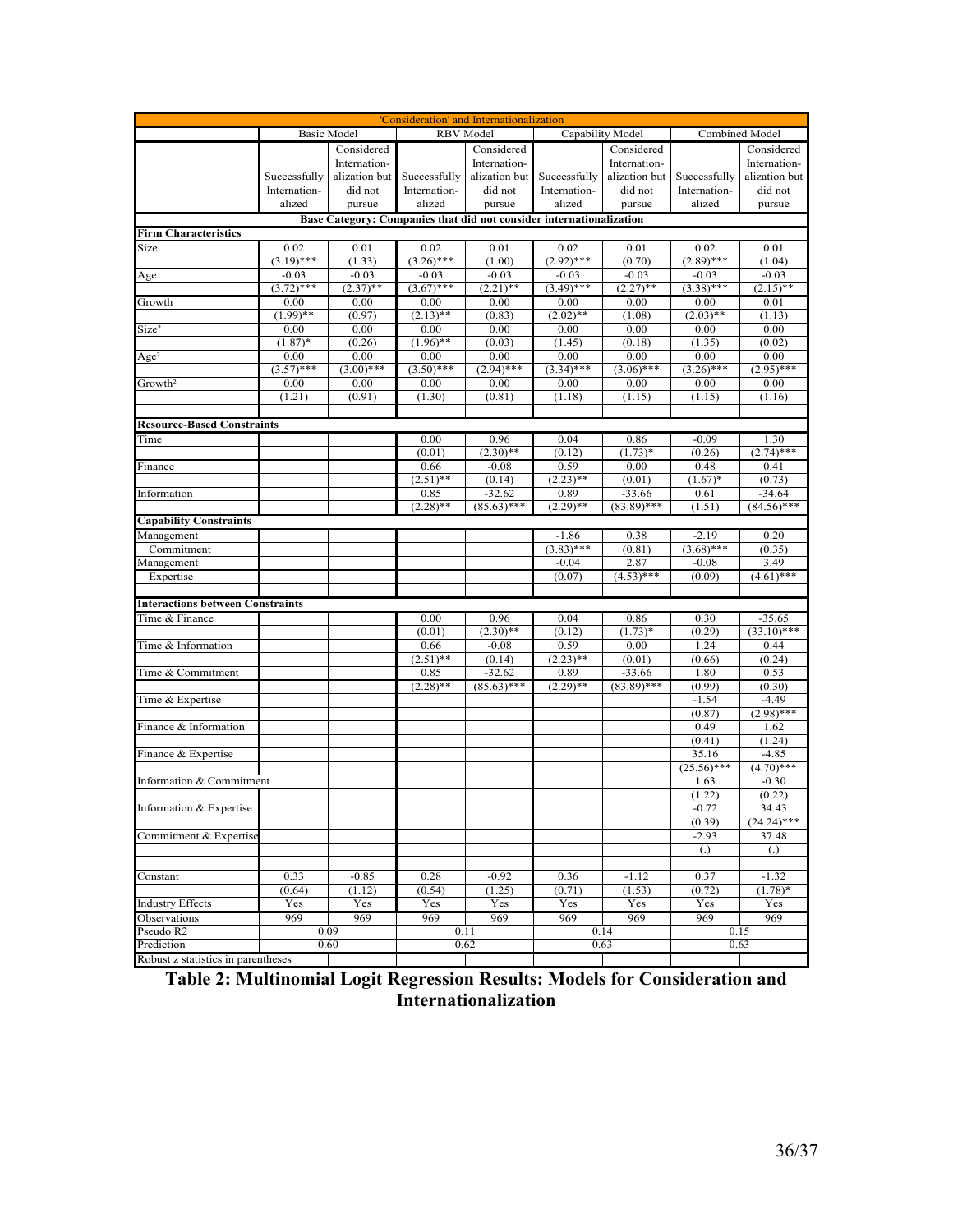| 'Consideration' and Internationalization | | | | | | | | |
|---|---|---|---|---|---|---|---|---|
| | Basic Model | | RBV Model | | Capability Model | | Combined Model | |
| | Successfully Internation-alized | Considered Internation-alization but did not pursue | Successfully Internation-alized | Considered Internation-alization but did not pursue | Successfully Internation-alized | Considered Internation-alization but did not pursue | Successfully Internation-alized | Considered Internation-alization but did not pursue |
| Base Category: Companies that did not consider internationalization | | | | | | | | |
| **Firm Characteristics** | | | | | | | | |
| Size | 0.02 | 0.01 | 0.02 | 0.01 | 0.02 | 0.01 | 0.02 | 0.01 |
| | (3.19)*** | (1.33) | (3.26)*** | (1.00) | (2.92)*** | (0.70) | (2.89)*** | (1.04) |
| Age | -0.03 | -0.03 | -0.03 | -0.03 | -0.03 | -0.03 | -0.03 | -0.03 |
| | (3.72)*** | (2.37)** | (3.67)*** | (2.21)** | (3.49)*** | (2.27)** | (3.38)*** | (2.15)** |
| Growth | 0.00 | 0.00 | 0.00 | 0.00 | 0.00 | 0.00 | 0.00 | 0.01 |
| | (1.99)** | (0.97) | (2.13)** | (0.83) | (2.02)** | (1.08) | (2.03)** | (1.13) |
| Size² | 0.00 | 0.00 | 0.00 | 0.00 | 0.00 | 0.00 | 0.00 | 0.00 |
| | (1.87)* | (0.26) | (1.96)** | (0.03) | (1.45) | (0.18) | (1.35) | (0.02) |
| Age² | 0.00 | 0.00 | 0.00 | 0.00 | 0.00 | 0.00 | 0.00 | 0.00 |
| | (3.57)*** | (3.00)*** | (3.50)*** | (2.94)*** | (3.34)*** | (3.06)*** | (3.26)*** | (2.95)*** |
| Growth² | 0.00 | 0.00 | 0.00 | 0.00 | 0.00 | 0.00 | 0.00 | 0.00 |
| | (1.21) | (0.91) | (1.30) | (0.81) | (1.18) | (1.15) | (1.15) | (1.16) |
| **Resource-Based Constraints** | | | | | | | | |
| Time | | | 0.00 | 0.96 | 0.04 | 0.86 | -0.09 | 1.30 |
| | | | (0.01) | (2.30)** | (0.12) | (1.73)* | (0.26) | (2.74)*** |
| Finance | | | 0.66 | -0.08 | 0.59 | 0.00 | 0.48 | 0.41 |
| | | | (2.51)** | (0.14) | (2.23)** | (0.01) | (1.67)* | (0.73) |
| Information | | | 0.85 | -32.62 | 0.89 | -33.66 | 0.61 | -34.64 |
| | | | (2.28)** | (85.63)*** | (2.29)** | (83.89)*** | (1.51) | (84.56)*** |
| **Capability Constraints** | | | | | | | | |
| Management | | | | | -1.86 | 0.38 | -2.19 | 0.20 |
| Commitment | | | | | (3.83)*** | (0.81) | (3.68)*** | (0.35) |
| Management | | | | | -0.04 | 2.87 | -0.08 | 3.49 |
| Expertise | | | | | (0.07) | (4.53)*** | (0.09) | (4.61)*** |
| **Interactions between Constraints** | | | | | | | | |
| Time & Finance | | | 0.00 | 0.96 | 0.04 | 0.86 | 0.30 | -35.65 |
| | | | (0.01) | (2.30)** | (0.12) | (1.73)* | (0.29) | (33.10)*** |
| Time & Information | | | 0.66 | -0.08 | 0.59 | 0.00 | 1.24 | 0.44 |
| | | | (2.51)** | (0.14) | (2.23)** | (0.01) | (0.66) | (0.24) |
| Time & Commitment | | | 0.85 | -32.62 | 0.89 | -33.66 | 1.80 | 0.53 |
| | | | (2.28)** | (85.63)*** | (2.29)** | (83.89)*** | (0.99) | (0.30) |
| Time & Expertise | | | | | | | -1.54 | -4.49 |
| | | | | | | | (0.87) | (2.98)*** |
| Finance & Information | | | | | | | 0.49 | 1.62 |
| | | | | | | | (0.41) | (1.24) |
| Finance & Expertise | | | | | | | 35.16 | -4.85 |
| | | | | | | | (25.56)*** | (4.70)*** |
| Information & Commitment | | | | | | | 1.63 | -0.30 |
| | | | | | | | (1.22) | (0.22) |
| Information & Expertise | | | | | | | -0.72 | 34.43 |
| | | | | | | | (0.39) | (24.24)*** |
| Commitment & Expertise | | | | | | | -2.93 | 37.48 |
| | | | | | | | (.) | (.) |
| Constant | 0.33 | -0.85 | 0.28 | -0.92 | 0.36 | -1.12 | 0.37 | -1.32 |
| | (0.64) | (1.12) | (0.54) | (1.25) | (0.71) | (1.53) | (0.72) | (1.78)* |
| Industry Effects | Yes | Yes | Yes | Yes | Yes | Yes | Yes | Yes |
| Observations | 969 | 969 | 969 | 969 | 969 | 969 | 969 | 969 |
| Pseudo R2 | 0.09 | | 0.11 | | 0.14 | | 0.15 | |
| Prediction | 0.60 | | 0.62 | | 0.63 | | 0.63 | |
| Robust z statistics in parentheses | | | | | | | | |

**Table 2: Multinomial Logit Regression Results: Models for Consideration and Internationalization**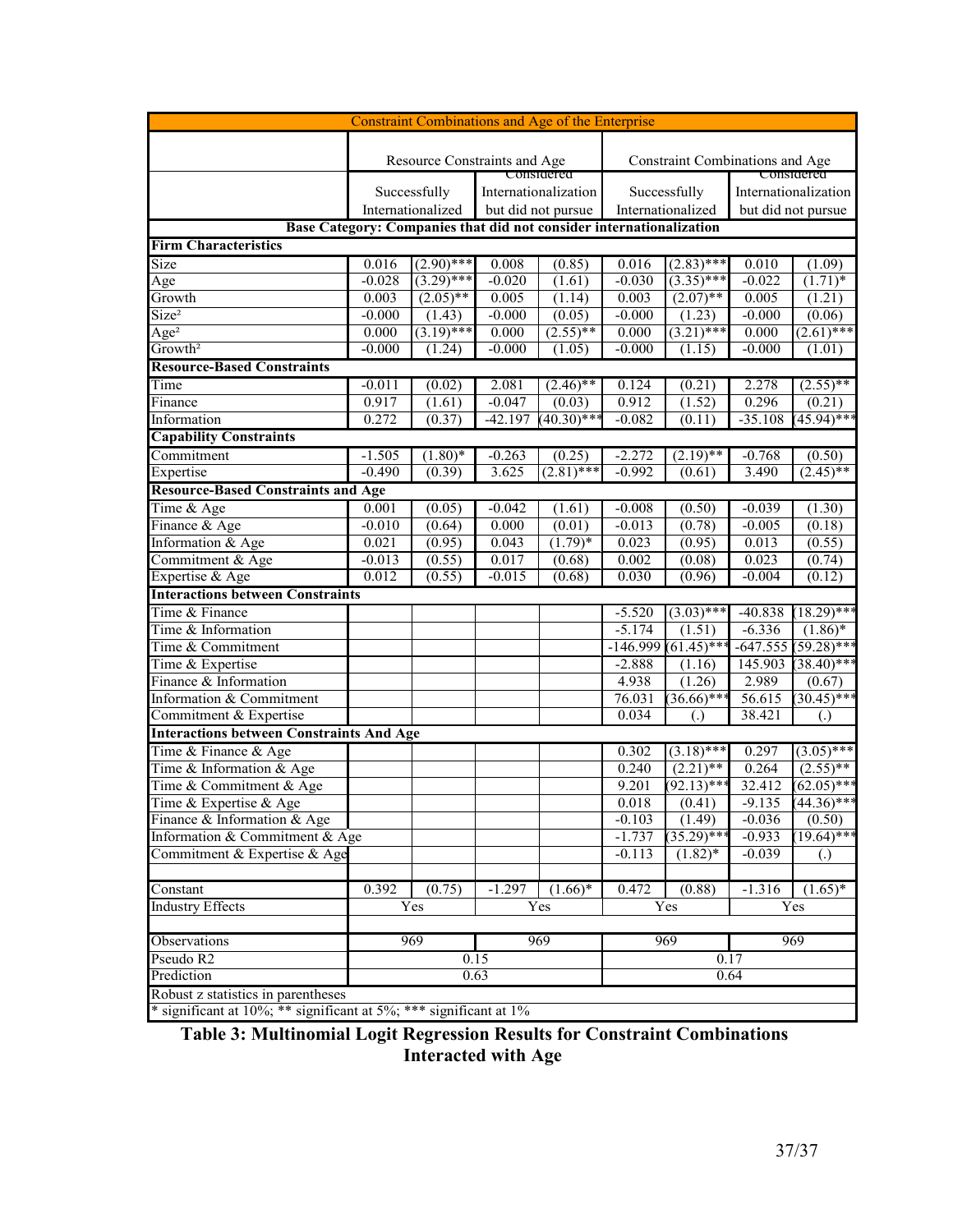| Constraint Combinations and Age of the Enterprise | | | | | | | | |
|---|---|---|---|---|---|---|---|---|
| | Resource Constraints and Age | | | | Constraint Combinations and Age | | | |
| | Successfully Internationalized | | Considered Internationalization but did not pursue | | Successfully Internationalized | | Considered Internationalization but did not pursue | |
| **Base Category: Companies that did not consider internationalization** | | | | | | | | |
| **Firm Characteristics** | | | | | | | | |
| Size | 0.016 | (2.90)*** | 0.008 | (0.85) | 0.016 | (2.83)*** | 0.010 | (1.09) |
| Age | -0.028 | (3.29)*** | -0.020 | (1.61) | -0.030 | (3.35)*** | -0.022 | (1.71)* |
| Growth | 0.003 | (2.05)** | 0.005 | (1.14) | 0.003 | (2.07)** | 0.005 | (1.21) |
| Size² | -0.000 | (1.43) | -0.000 | (0.05) | -0.000 | (1.23) | -0.000 | (0.06) |
| Age² | 0.000 | (3.19)*** | 0.000 | (2.55)** | 0.000 | (3.21)*** | 0.000 | (2.61)*** |
| Growth² | -0.000 | (1.24) | -0.000 | (1.05) | -0.000 | (1.15) | -0.000 | (1.01) |
| **Resource-Based Constraints** | | | | | | | | |
| Time | -0.011 | (0.02) | 2.081 | (2.46)** | 0.124 | (0.21) | 2.278 | (2.55)** |
| Finance | 0.917 | (1.61) | -0.047 | (0.03) | 0.912 | (1.52) | 0.296 | (0.21) |
| Information | 0.272 | (0.37) | -42.197 | (40.30)*** | -0.082 | (0.11) | -35.108 | (45.94)*** |
| **Capability Constraints** | | | | | | | | |
| Commitment | -1.505 | (1.80)* | -0.263 | (0.25) | -2.272 | (2.19)** | -0.768 | (0.50) |
| Expertise | -0.490 | (0.39) | 3.625 | (2.81)*** | -0.992 | (0.61) | 3.490 | (2.45)** |
| **Resource-Based Constraints and Age** | | | | | | | | |
| Time & Age | 0.001 | (0.05) | -0.042 | (1.61) | -0.008 | (0.50) | -0.039 | (1.30) |
| Finance & Age | -0.010 | (0.64) | 0.000 | (0.01) | -0.013 | (0.78) | -0.005 | (0.18) |
| Information & Age | 0.021 | (0.95) | 0.043 | (1.79)* | 0.023 | (0.95) | 0.013 | (0.55) |
| Commitment & Age | -0.013 | (0.55) | 0.017 | (0.68) | 0.002 | (0.08) | 0.023 | (0.74) |
| Expertise & Age | 0.012 | (0.55) | -0.015 | (0.68) | 0.030 | (0.96) | -0.004 | (0.12) |
| **Interactions between Constraints** | | | | | | | | |
| Time & Finance | | | | | -5.520 | (3.03)*** | -40.838 | (18.29)*** |
| Time & Information | | | | | -5.174 | (1.51) | -6.336 | (1.86)* |
| Time & Commitment | | | | | -146.999 | (61.45)*** | -647.555 | (59.28)*** |
| Time & Expertise | | | | | -2.888 | (1.16) | 145.903 | (38.40)*** |
| Finance & Information | | | | | 4.938 | (1.26) | 2.989 | (0.67) |
| Information & Commitment | | | | | 76.031 | (36.66)*** | 56.615 | (30.45)*** |
| Commitment & Expertise | | | | | 0.034 | (.) | 38.421 | (.) |
| **Interactions between Constraints And Age** | | | | | | | | |
| Time & Finance & Age | | | | | 0.302 | (3.18)*** | 0.297 | (3.05)*** |
| Time & Information & Age | | | | | 0.240 | (2.21)** | 0.264 | (2.55)** |
| Time & Commitment & Age | | | | | 9.201 | (92.13)*** | 32.412 | (62.05)*** |
| Time & Expertise & Age | | | | | 0.018 | (0.41) | -9.135 | (44.36)*** |
| Finance & Information & Age | | | | | -0.103 | (1.49) | -0.036 | (0.50) |
| Information & Commitment & Age | | | | | -1.737 | (35.29)*** | -0.933 | (19.64)*** |
| Commitment & Expertise & Age | | | | | -0.113 | (1.82)* | -0.039 | (.) |
| | | | | | | | | |
| Constant | 0.392 | (0.75) | -1.297 | (1.66)* | 0.472 | (0.88) | -1.316 | (1.65)* |
| Industry Effects | Yes | | Yes | | Yes | | Yes | |
| | | | | | | | | |
| Observations | 969 | | 969 | | 969 | | 969 | |
| Pseudo R2 | 0.15 | | | | 0.17 | | | |
| Prediction | 0.63 | | | | 0.64 | | | |
| Robust z statistics in parentheses | | | | | | | | |
| * significant at 10%; ** significant at 5%; *** significant at 1% | | | | | | | | |

**Table 3: Multinomial Logit Regression Results for Constraint Combinations Interacted with Age**